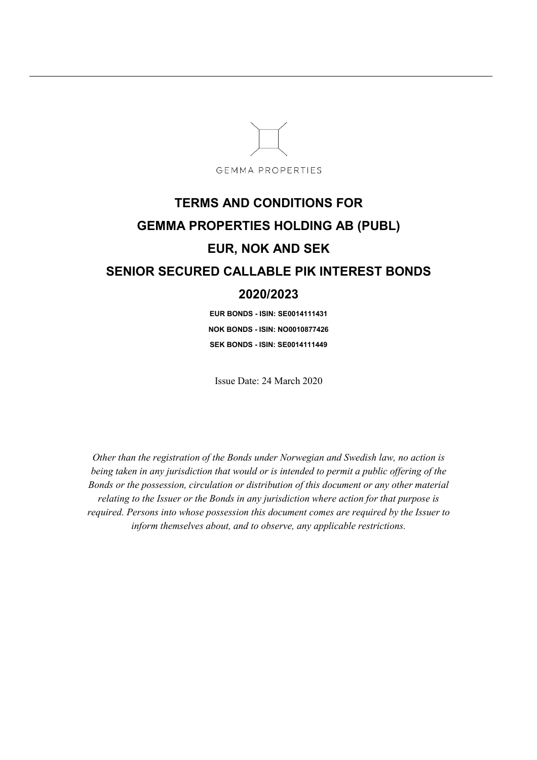GEMMA PROPERTIES

# TERMS AND CONDITIONS FOR
# GEMMA PROPERTIES HOLDING AB (PUBL)
# EUR, NOK AND SEK
# SENIOR SECURED CALLABLE PIK INTEREST BONDS
# 2020/2023

**EUR BONDS - ISIN: SE0014111431**

**NOK BONDS - ISIN: NO0010877426**

**SEK BONDS - ISIN: SE0014111449**

Issue Date: 24 March 2020

*Other than the registration of the Bonds under Norwegian and Swedish law, no action is being taken in any jurisdiction that would or is intended to permit a public offering of the Bonds or the possession, circulation or distribution of this document or any other material relating to the Issuer or the Bonds in any jurisdiction where action for that purpose is required. Persons into whose possession this document comes are required by the Issuer to inform themselves about, and to observe, any applicable restrictions.*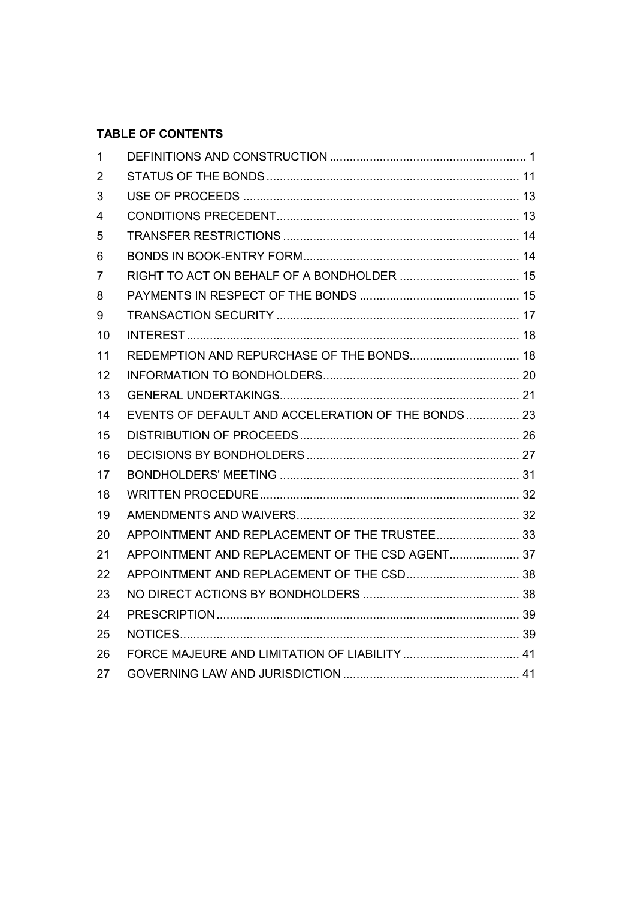**TABLE OF CONTENTS**

| | | |
|---|---|---|
| 1 | DEFINITIONS AND CONSTRUCTION | 1 |
| 2 | STATUS OF THE BONDS | 11 |
| 3 | USE OF PROCEEDS | 13 |
| 4 | CONDITIONS PRECEDENT | 13 |
| 5 | TRANSFER RESTRICTIONS | 14 |
| 6 | BONDS IN BOOK-ENTRY FORM | 14 |
| 7 | RIGHT TO ACT ON BEHALF OF A BONDHOLDER | 15 |
| 8 | PAYMENTS IN RESPECT OF THE BONDS | 15 |
| 9 | TRANSACTION SECURITY | 17 |
| 10 | INTEREST | 18 |
| 11 | REDEMPTION AND REPURCHASE OF THE BONDS | 18 |
| 12 | INFORMATION TO BONDHOLDERS | 20 |
| 13 | GENERAL UNDERTAKINGS | 21 |
| 14 | EVENTS OF DEFAULT AND ACCELERATION OF THE BONDS | 23 |
| 15 | DISTRIBUTION OF PROCEEDS | 26 |
| 16 | DECISIONS BY BONDHOLDERS | 27 |
| 17 | BONDHOLDERS' MEETING | 31 |
| 18 | WRITTEN PROCEDURE | 32 |
| 19 | AMENDMENTS AND WAIVERS | 32 |
| 20 | APPOINTMENT AND REPLACEMENT OF THE TRUSTEE | 33 |
| 21 | APPOINTMENT AND REPLACEMENT OF THE CSD AGENT | 37 |
| 22 | APPOINTMENT AND REPLACEMENT OF THE CSD | 38 |
| 23 | NO DIRECT ACTIONS BY BONDHOLDERS | 38 |
| 24 | PRESCRIPTION | 39 |
| 25 | NOTICES | 39 |
| 26 | FORCE MAJEURE AND LIMITATION OF LIABILITY | 41 |
| 27 | GOVERNING LAW AND JURISDICTION | 41 |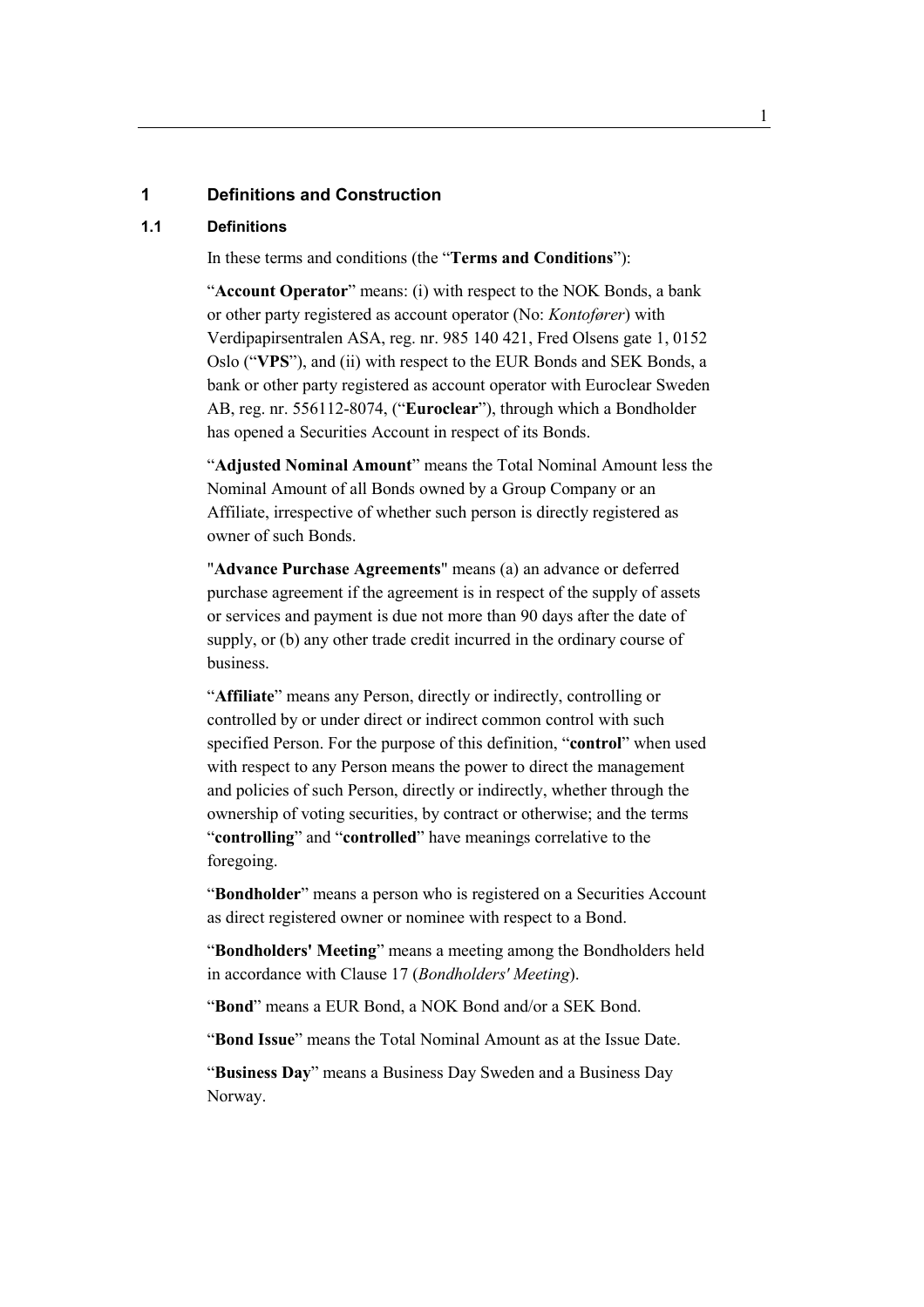# 1 Definitions and Construction

## 1.1 Definitions

In these terms and conditions (the "**Terms and Conditions**"):

"**Account Operator**" means: (i) with respect to the NOK Bonds, a bank or other party registered as account operator (No: *Kontofører*) with Verdipapirsentralen ASA, reg. nr. 985 140 421, Fred Olsens gate 1, 0152 Oslo ("**VPS**"), and (ii) with respect to the EUR Bonds and SEK Bonds, a bank or other party registered as account operator with Euroclear Sweden AB, reg. nr. 556112-8074, ("**Euroclear**"), through which a Bondholder has opened a Securities Account in respect of its Bonds.

"**Adjusted Nominal Amount**" means the Total Nominal Amount less the Nominal Amount of all Bonds owned by a Group Company or an Affiliate, irrespective of whether such person is directly registered as owner of such Bonds.

"**Advance Purchase Agreements**" means (a) an advance or deferred purchase agreement if the agreement is in respect of the supply of assets or services and payment is due not more than 90 days after the date of supply, or (b) any other trade credit incurred in the ordinary course of business.

"**Affiliate**" means any Person, directly or indirectly, controlling or controlled by or under direct or indirect common control with such specified Person. For the purpose of this definition, "**control**" when used with respect to any Person means the power to direct the management and policies of such Person, directly or indirectly, whether through the ownership of voting securities, by contract or otherwise; and the terms "**controlling**" and "**controlled**" have meanings correlative to the foregoing.

"**Bondholder**" means a person who is registered on a Securities Account as direct registered owner or nominee with respect to a Bond.

"**Bondholders' Meeting**" means a meeting among the Bondholders held in accordance with Clause 17 (*Bondholders' Meeting*).

"**Bond**" means a EUR Bond, a NOK Bond and/or a SEK Bond.

"**Bond Issue**" means the Total Nominal Amount as at the Issue Date.

"**Business Day**" means a Business Day Sweden and a Business Day Norway.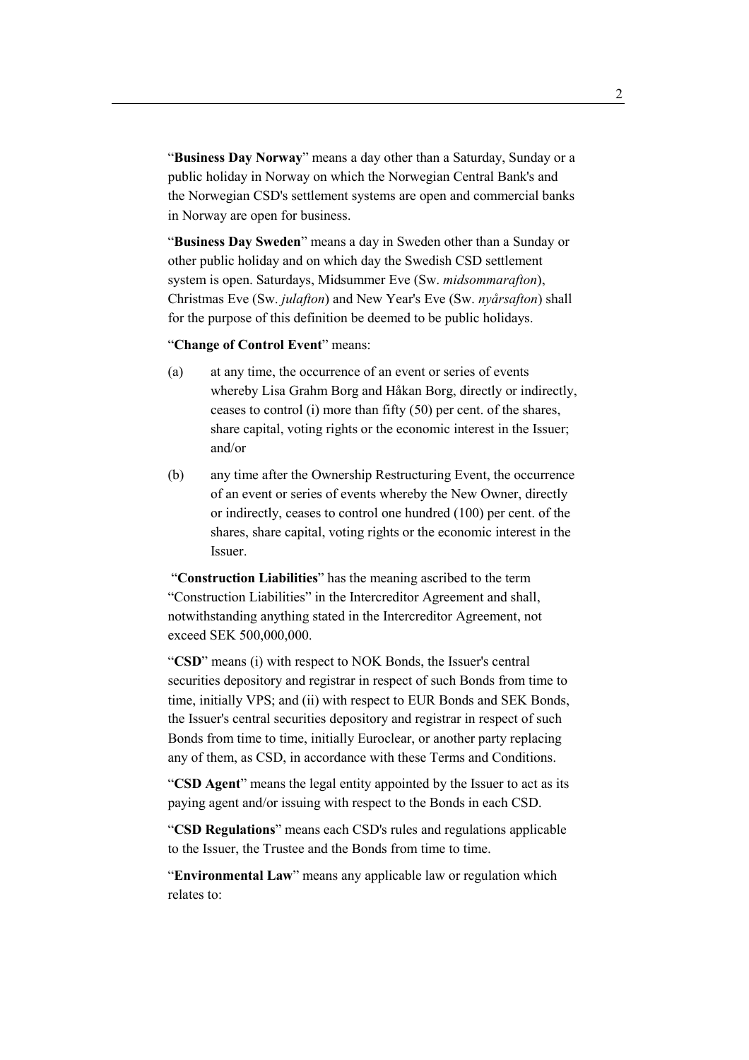"**Business Day Norway**" means a day other than a Saturday, Sunday or a public holiday in Norway on which the Norwegian Central Bank's and the Norwegian CSD's settlement systems are open and commercial banks in Norway are open for business.

"**Business Day Sweden**" means a day in Sweden other than a Sunday or other public holiday and on which day the Swedish CSD settlement system is open. Saturdays, Midsummer Eve (Sw. *midsommarafton*), Christmas Eve (Sw. *julafton*) and New Year's Eve (Sw. *nyårsafton*) shall for the purpose of this definition be deemed to be public holidays.

"**Change of Control Event**" means:

(a) at any time, the occurrence of an event or series of events whereby Lisa Grahm Borg and Håkan Borg, directly or indirectly, ceases to control (i) more than fifty (50) per cent. of the shares, share capital, voting rights or the economic interest in the Issuer; and/or

(b) any time after the Ownership Restructuring Event, the occurrence of an event or series of events whereby the New Owner, directly or indirectly, ceases to control one hundred (100) per cent. of the shares, share capital, voting rights or the economic interest in the Issuer.

"**Construction Liabilities**" has the meaning ascribed to the term "Construction Liabilities" in the Intercreditor Agreement and shall, notwithstanding anything stated in the Intercreditor Agreement, not exceed SEK 500,000,000.

"**CSD**" means (i) with respect to NOK Bonds, the Issuer's central securities depository and registrar in respect of such Bonds from time to time, initially VPS; and (ii) with respect to EUR Bonds and SEK Bonds, the Issuer's central securities depository and registrar in respect of such Bonds from time to time, initially Euroclear, or another party replacing any of them, as CSD, in accordance with these Terms and Conditions.

"**CSD Agent**" means the legal entity appointed by the Issuer to act as its paying agent and/or issuing with respect to the Bonds in each CSD.

"**CSD Regulations**" means each CSD's rules and regulations applicable to the Issuer, the Trustee and the Bonds from time to time.

"**Environmental Law**" means any applicable law or regulation which relates to: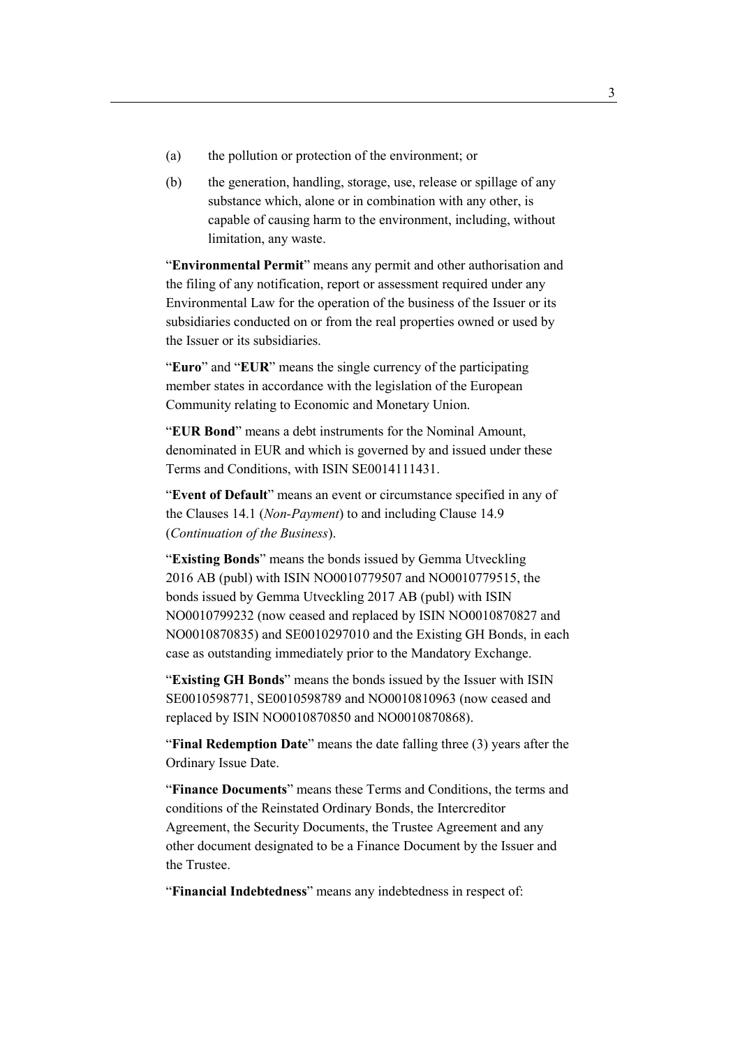(a) the pollution or protection of the environment; or

(b) the generation, handling, storage, use, release or spillage of any substance which, alone or in combination with any other, is capable of causing harm to the environment, including, without limitation, any waste.

"**Environmental Permit**" means any permit and other authorisation and the filing of any notification, report or assessment required under any Environmental Law for the operation of the business of the Issuer or its subsidiaries conducted on or from the real properties owned or used by the Issuer or its subsidiaries.

"**Euro**" and "**EUR**" means the single currency of the participating member states in accordance with the legislation of the European Community relating to Economic and Monetary Union.

"**EUR Bond**" means a debt instruments for the Nominal Amount, denominated in EUR and which is governed by and issued under these Terms and Conditions, with ISIN SE0014111431.

"**Event of Default**" means an event or circumstance specified in any of the Clauses 14.1 (*Non-Payment*) to and including Clause 14.9 (*Continuation of the Business*).

"**Existing Bonds**" means the bonds issued by Gemma Utveckling 2016 AB (publ) with ISIN NO0010779507 and NO0010779515, the bonds issued by Gemma Utveckling 2017 AB (publ) with ISIN NO0010799232 (now ceased and replaced by ISIN NO0010870827 and NO0010870835) and SE0010297010 and the Existing GH Bonds, in each case as outstanding immediately prior to the Mandatory Exchange.

"**Existing GH Bonds**" means the bonds issued by the Issuer with ISIN SE0010598771, SE0010598789 and NO0010810963 (now ceased and replaced by ISIN NO0010870850 and NO0010870868).

"**Final Redemption Date**" means the date falling three (3) years after the Ordinary Issue Date.

"**Finance Documents**" means these Terms and Conditions, the terms and conditions of the Reinstated Ordinary Bonds, the Intercreditor Agreement, the Security Documents, the Trustee Agreement and any other document designated to be a Finance Document by the Issuer and the Trustee.

"**Financial Indebtedness**" means any indebtedness in respect of: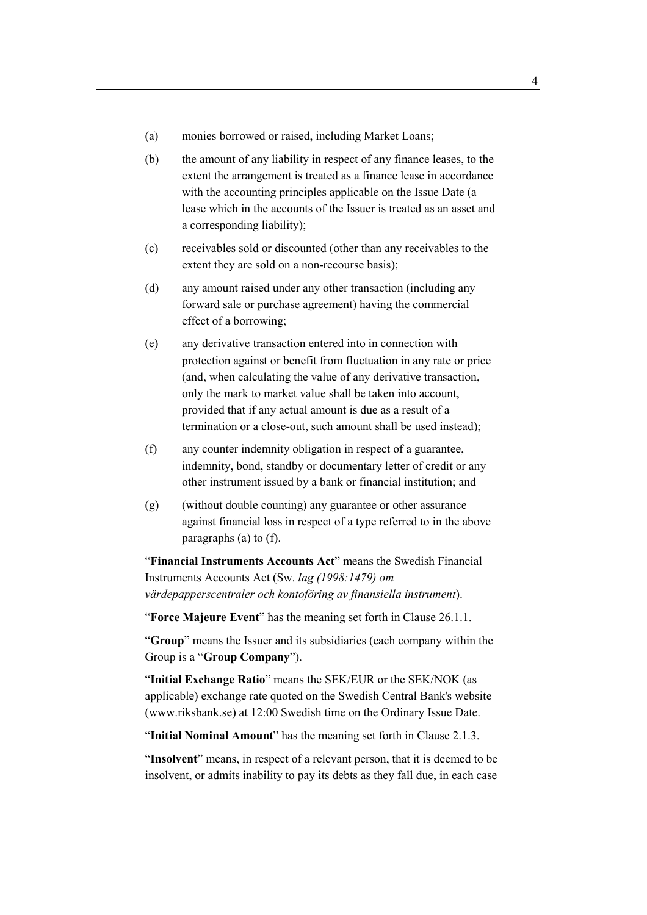(a) monies borrowed or raised, including Market Loans;

(b) the amount of any liability in respect of any finance leases, to the extent the arrangement is treated as a finance lease in accordance with the accounting principles applicable on the Issue Date (a lease which in the accounts of the Issuer is treated as an asset and a corresponding liability);

(c) receivables sold or discounted (other than any receivables to the extent they are sold on a non-recourse basis);

(d) any amount raised under any other transaction (including any forward sale or purchase agreement) having the commercial effect of a borrowing;

(e) any derivative transaction entered into in connection with protection against or benefit from fluctuation in any rate or price (and, when calculating the value of any derivative transaction, only the mark to market value shall be taken into account, provided that if any actual amount is due as a result of a termination or a close-out, such amount shall be used instead);

(f) any counter indemnity obligation in respect of a guarantee, indemnity, bond, standby or documentary letter of credit or any other instrument issued by a bank or financial institution; and

(g) (without double counting) any guarantee or other assurance against financial loss in respect of a type referred to in the above paragraphs (a) to (f).

"**Financial Instruments Accounts Act**" means the Swedish Financial Instruments Accounts Act (Sw. *lag (1998:1479) om värdepapperscentraler och kontoföring av finansiella instrument*).

"**Force Majeure Event**" has the meaning set forth in Clause 26.1.1.

"**Group**" means the Issuer and its subsidiaries (each company within the Group is a "**Group Company**").

"**Initial Exchange Ratio**" means the SEK/EUR or the SEK/NOK (as applicable) exchange rate quoted on the Swedish Central Bank's website (www.riksbank.se) at 12:00 Swedish time on the Ordinary Issue Date.

"**Initial Nominal Amount**" has the meaning set forth in Clause 2.1.3.

"**Insolvent**" means, in respect of a relevant person, that it is deemed to be insolvent, or admits inability to pay its debts as they fall due, in each case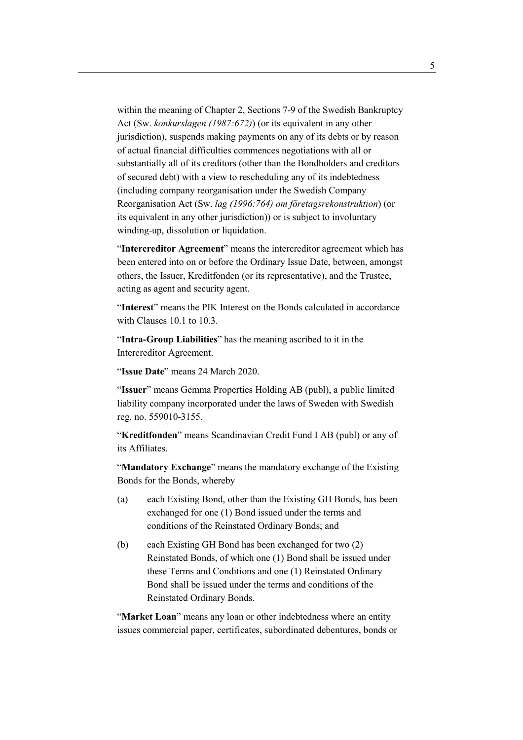within the meaning of Chapter 2, Sections 7-9 of the Swedish Bankruptcy Act (Sw. *konkurslagen (1987:672)*) (or its equivalent in any other jurisdiction), suspends making payments on any of its debts or by reason of actual financial difficulties commences negotiations with all or substantially all of its creditors (other than the Bondholders and creditors of secured debt) with a view to rescheduling any of its indebtedness (including company reorganisation under the Swedish Company Reorganisation Act (Sw. *lag (1996:764) om företagsrekonstruktion*) (or its equivalent in any other jurisdiction)) or is subject to involuntary winding-up, dissolution or liquidation.

"**Intercreditor Agreement**" means the intercreditor agreement which has been entered into on or before the Ordinary Issue Date, between, amongst others, the Issuer, Kreditfonden (or its representative), and the Trustee, acting as agent and security agent.

"**Interest**" means the PIK Interest on the Bonds calculated in accordance with Clauses 10.1 to 10.3.

"**Intra-Group Liabilities**" has the meaning ascribed to it in the Intercreditor Agreement.

"**Issue Date**" means 24 March 2020.

"**Issuer**" means Gemma Properties Holding AB (publ), a public limited liability company incorporated under the laws of Sweden with Swedish reg. no. 559010-3155.

"**Kreditfonden**" means Scandinavian Credit Fund I AB (publ) or any of its Affiliates.

"**Mandatory Exchange**" means the mandatory exchange of the Existing Bonds for the Bonds, whereby

(a) each Existing Bond, other than the Existing GH Bonds, has been exchanged for one (1) Bond issued under the terms and conditions of the Reinstated Ordinary Bonds; and

(b) each Existing GH Bond has been exchanged for two (2) Reinstated Bonds, of which one (1) Bond shall be issued under these Terms and Conditions and one (1) Reinstated Ordinary Bond shall be issued under the terms and conditions of the Reinstated Ordinary Bonds.

"**Market Loan**" means any loan or other indebtedness where an entity issues commercial paper, certificates, subordinated debentures, bonds or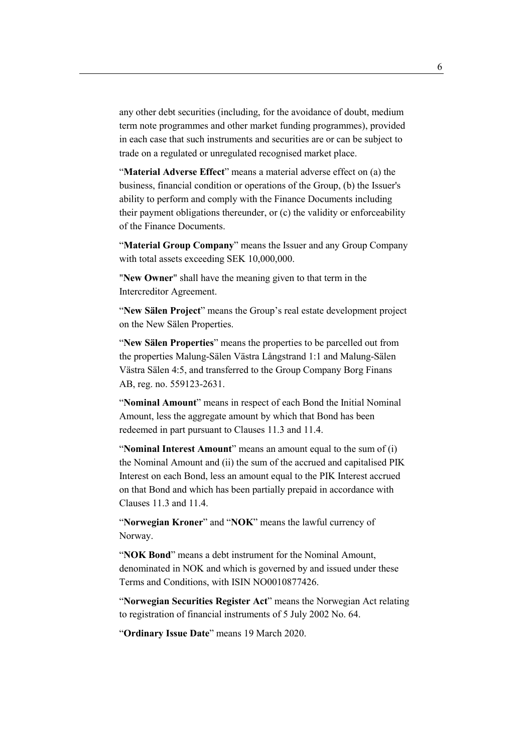any other debt securities (including, for the avoidance of doubt, medium term note programmes and other market funding programmes), provided in each case that such instruments and securities are or can be subject to trade on a regulated or unregulated recognised market place.

"**Material Adverse Effect**" means a material adverse effect on (a) the business, financial condition or operations of the Group, (b) the Issuer's ability to perform and comply with the Finance Documents including their payment obligations thereunder, or (c) the validity or enforceability of the Finance Documents.

"**Material Group Company**" means the Issuer and any Group Company with total assets exceeding SEK 10,000,000.

"**New Owner**" shall have the meaning given to that term in the Intercreditor Agreement.

"**New Sälen Project**" means the Group's real estate development project on the New Sälen Properties.

"**New Sälen Properties**" means the properties to be parcelled out from the properties Malung-Sälen Västra Långstrand 1:1 and Malung-Sälen Västra Sälen 4:5, and transferred to the Group Company Borg Finans AB, reg. no. 559123-2631.

"**Nominal Amount**" means in respect of each Bond the Initial Nominal Amount, less the aggregate amount by which that Bond has been redeemed in part pursuant to Clauses 11.3 and 11.4.

"**Nominal Interest Amount**" means an amount equal to the sum of (i) the Nominal Amount and (ii) the sum of the accrued and capitalised PIK Interest on each Bond, less an amount equal to the PIK Interest accrued on that Bond and which has been partially prepaid in accordance with Clauses 11.3 and 11.4.

"**Norwegian Kroner**" and "**NOK**" means the lawful currency of Norway.

"**NOK Bond**" means a debt instrument for the Nominal Amount, denominated in NOK and which is governed by and issued under these Terms and Conditions, with ISIN NO0010877426.

"**Norwegian Securities Register Act**" means the Norwegian Act relating to registration of financial instruments of 5 July 2002 No. 64.

"**Ordinary Issue Date**" means 19 March 2020.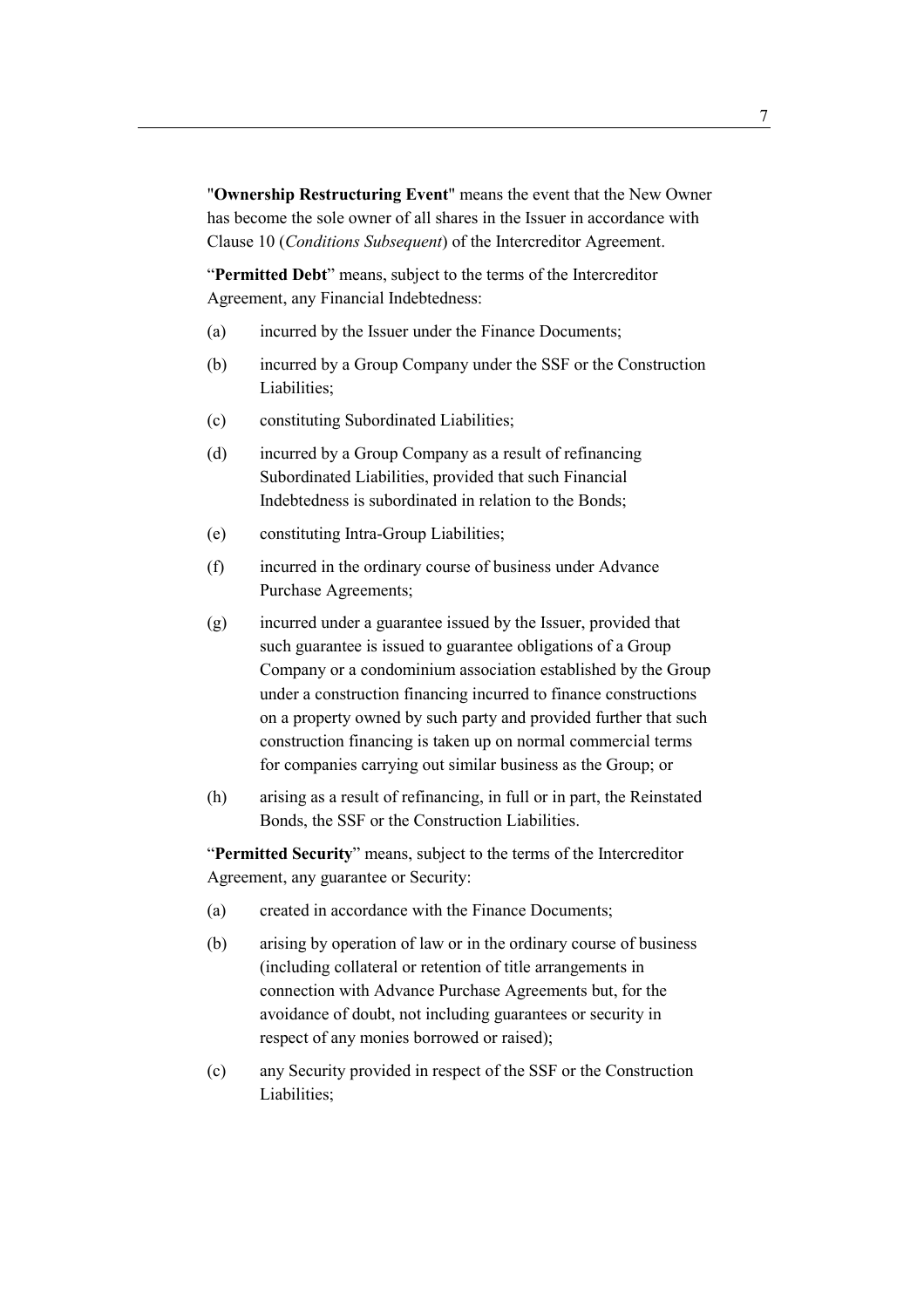"**Ownership Restructuring Event**" means the event that the New Owner has become the sole owner of all shares in the Issuer in accordance with Clause 10 (*Conditions Subsequent*) of the Intercreditor Agreement.

"**Permitted Debt**" means, subject to the terms of the Intercreditor Agreement, any Financial Indebtedness:

(a) incurred by the Issuer under the Finance Documents;

(b) incurred by a Group Company under the SSF or the Construction Liabilities;

(c) constituting Subordinated Liabilities;

(d) incurred by a Group Company as a result of refinancing Subordinated Liabilities, provided that such Financial Indebtedness is subordinated in relation to the Bonds;

(e) constituting Intra-Group Liabilities;

(f) incurred in the ordinary course of business under Advance Purchase Agreements;

(g) incurred under a guarantee issued by the Issuer, provided that such guarantee is issued to guarantee obligations of a Group Company or a condominium association established by the Group under a construction financing incurred to finance constructions on a property owned by such party and provided further that such construction financing is taken up on normal commercial terms for companies carrying out similar business as the Group; or

(h) arising as a result of refinancing, in full or in part, the Reinstated Bonds, the SSF or the Construction Liabilities.

"**Permitted Security**" means, subject to the terms of the Intercreditor Agreement, any guarantee or Security:

(a) created in accordance with the Finance Documents;

(b) arising by operation of law or in the ordinary course of business (including collateral or retention of title arrangements in connection with Advance Purchase Agreements but, for the avoidance of doubt, not including guarantees or security in respect of any monies borrowed or raised);

(c) any Security provided in respect of the SSF or the Construction Liabilities;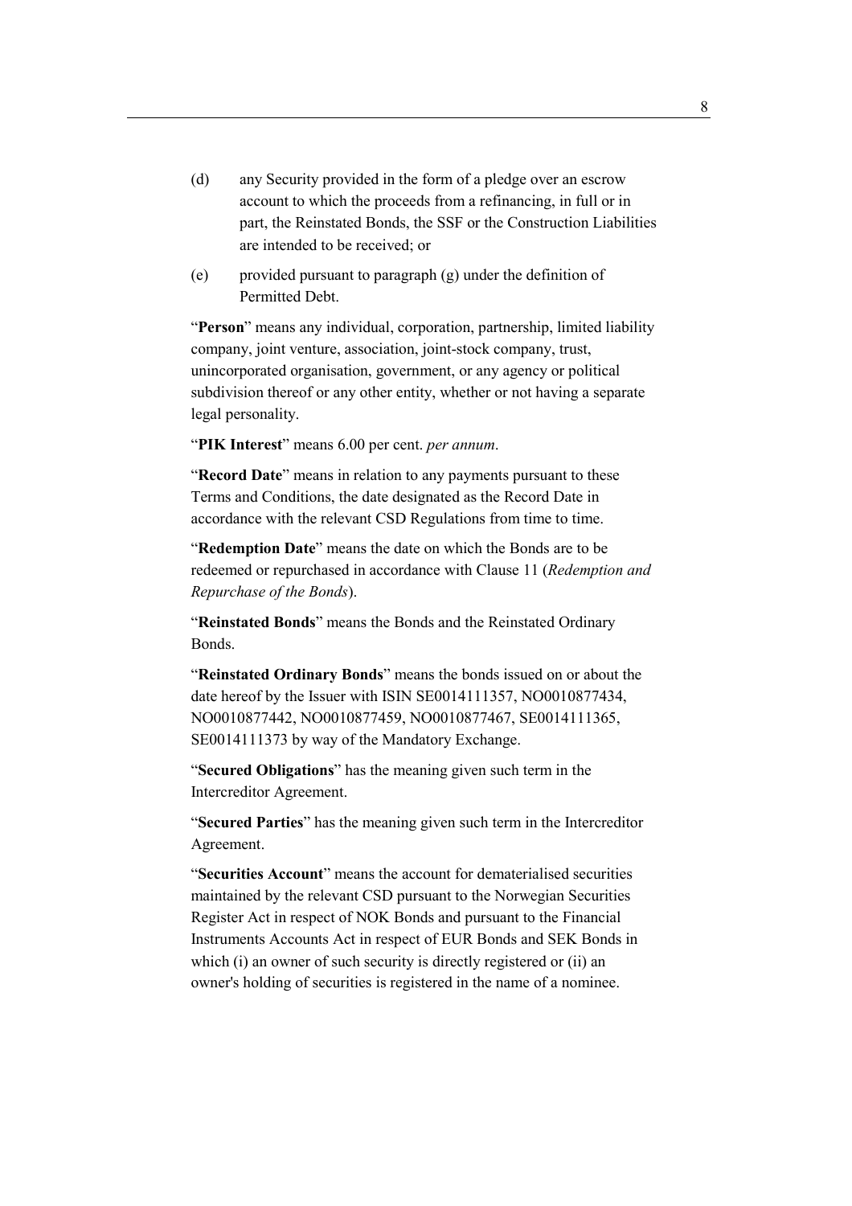(d) any Security provided in the form of a pledge over an escrow account to which the proceeds from a refinancing, in full or in part, the Reinstated Bonds, the SSF or the Construction Liabilities are intended to be received; or

(e) provided pursuant to paragraph (g) under the definition of Permitted Debt.

"**Person**" means any individual, corporation, partnership, limited liability company, joint venture, association, joint-stock company, trust, unincorporated organisation, government, or any agency or political subdivision thereof or any other entity, whether or not having a separate legal personality.

"**PIK Interest**" means 6.00 per cent. *per annum*.

"**Record Date**" means in relation to any payments pursuant to these Terms and Conditions, the date designated as the Record Date in accordance with the relevant CSD Regulations from time to time.

"**Redemption Date**" means the date on which the Bonds are to be redeemed or repurchased in accordance with Clause 11 (*Redemption and Repurchase of the Bonds*).

"**Reinstated Bonds**" means the Bonds and the Reinstated Ordinary Bonds.

"**Reinstated Ordinary Bonds**" means the bonds issued on or about the date hereof by the Issuer with ISIN SE0014111357, NO0010877434, NO0010877442, NO0010877459, NO0010877467, SE0014111365, SE0014111373 by way of the Mandatory Exchange.

"**Secured Obligations**" has the meaning given such term in the Intercreditor Agreement.

"**Secured Parties**" has the meaning given such term in the Intercreditor Agreement.

"**Securities Account**" means the account for dematerialised securities maintained by the relevant CSD pursuant to the Norwegian Securities Register Act in respect of NOK Bonds and pursuant to the Financial Instruments Accounts Act in respect of EUR Bonds and SEK Bonds in which (i) an owner of such security is directly registered or (ii) an owner's holding of securities is registered in the name of a nominee.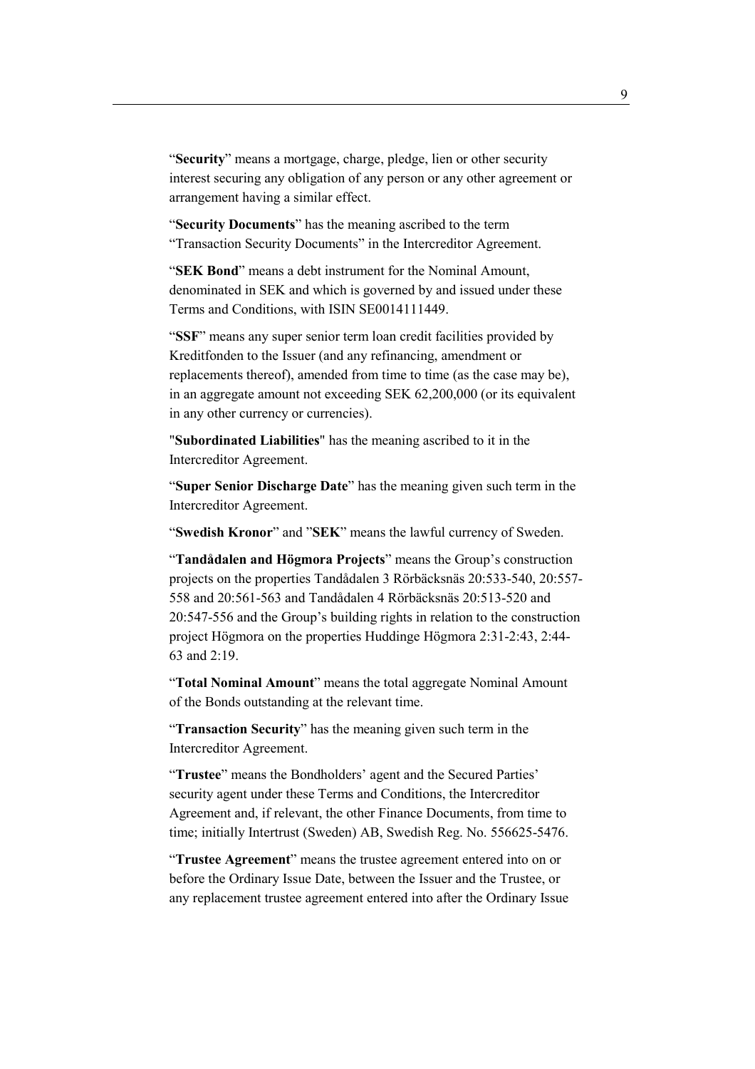"**Security**" means a mortgage, charge, pledge, lien or other security interest securing any obligation of any person or any other agreement or arrangement having a similar effect.

"**Security Documents**" has the meaning ascribed to the term "Transaction Security Documents" in the Intercreditor Agreement.

"**SEK Bond**" means a debt instrument for the Nominal Amount, denominated in SEK and which is governed by and issued under these Terms and Conditions, with ISIN SE0014111449.

"**SSF**" means any super senior term loan credit facilities provided by Kreditfonden to the Issuer (and any refinancing, amendment or replacements thereof), amended from time to time (as the case may be), in an aggregate amount not exceeding SEK 62,200,000 (or its equivalent in any other currency or currencies).

"**Subordinated Liabilities**" has the meaning ascribed to it in the Intercreditor Agreement.

"**Super Senior Discharge Date**" has the meaning given such term in the Intercreditor Agreement.

"**Swedish Kronor**" and "**SEK**" means the lawful currency of Sweden.

"**Tandådalen and Högmora Projects**" means the Group's construction projects on the properties Tandådalen 3 Rörbäcksnäs 20:533-540, 20:557-558 and 20:561-563 and Tandådalen 4 Rörbäcksnäs 20:513-520 and 20:547-556 and the Group's building rights in relation to the construction project Högmora on the properties Huddinge Högmora 2:31-2:43, 2:44-63 and 2:19.

"**Total Nominal Amount**" means the total aggregate Nominal Amount of the Bonds outstanding at the relevant time.

"**Transaction Security**" has the meaning given such term in the Intercreditor Agreement.

"**Trustee**" means the Bondholders' agent and the Secured Parties' security agent under these Terms and Conditions, the Intercreditor Agreement and, if relevant, the other Finance Documents, from time to time; initially Intertrust (Sweden) AB, Swedish Reg. No. 556625-5476.

"**Trustee Agreement**" means the trustee agreement entered into on or before the Ordinary Issue Date, between the Issuer and the Trustee, or any replacement trustee agreement entered into after the Ordinary Issue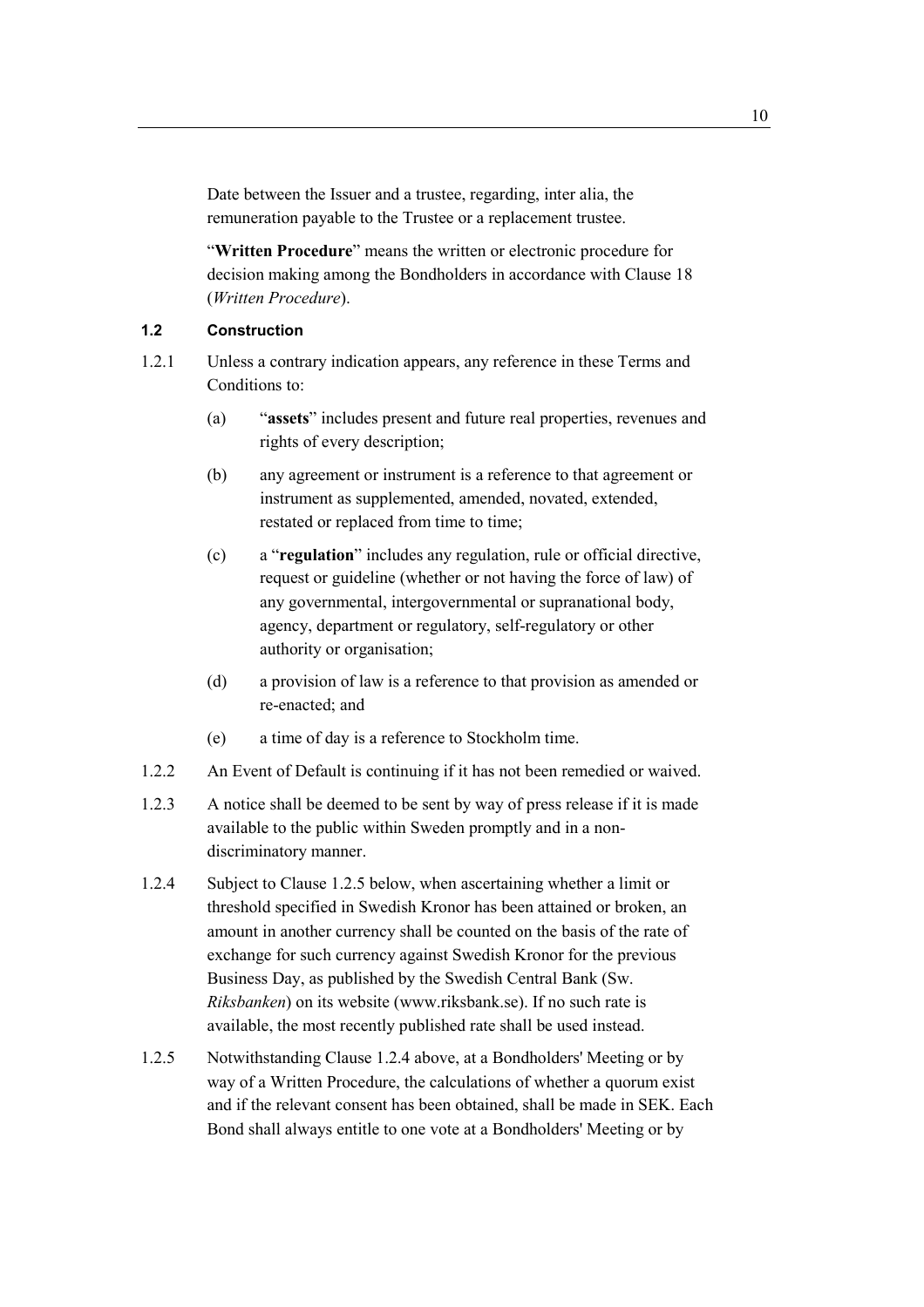Date between the Issuer and a trustee, regarding, inter alia, the remuneration payable to the Trustee or a replacement trustee.

"**Written Procedure**" means the written or electronic procedure for decision making among the Bondholders in accordance with Clause 18 (*Written Procedure*).

### 1.2 Construction

1.2.1 Unless a contrary indication appears, any reference in these Terms and Conditions to:

(a) "**assets**" includes present and future real properties, revenues and rights of every description;

(b) any agreement or instrument is a reference to that agreement or instrument as supplemented, amended, novated, extended, restated or replaced from time to time;

(c) a "**regulation**" includes any regulation, rule or official directive, request or guideline (whether or not having the force of law) of any governmental, intergovernmental or supranational body, agency, department or regulatory, self-regulatory or other authority or organisation;

(d) a provision of law is a reference to that provision as amended or re-enacted; and

(e) a time of day is a reference to Stockholm time.

1.2.2 An Event of Default is continuing if it has not been remedied or waived.

1.2.3 A notice shall be deemed to be sent by way of press release if it is made available to the public within Sweden promptly and in a non-discriminatory manner.

1.2.4 Subject to Clause 1.2.5 below, when ascertaining whether a limit or threshold specified in Swedish Kronor has been attained or broken, an amount in another currency shall be counted on the basis of the rate of exchange for such currency against Swedish Kronor for the previous Business Day, as published by the Swedish Central Bank (Sw. *Riksbanken*) on its website (www.riksbank.se). If no such rate is available, the most recently published rate shall be used instead.

1.2.5 Notwithstanding Clause 1.2.4 above, at a Bondholders' Meeting or by way of a Written Procedure, the calculations of whether a quorum exist and if the relevant consent has been obtained, shall be made in SEK. Each Bond shall always entitle to one vote at a Bondholders' Meeting or by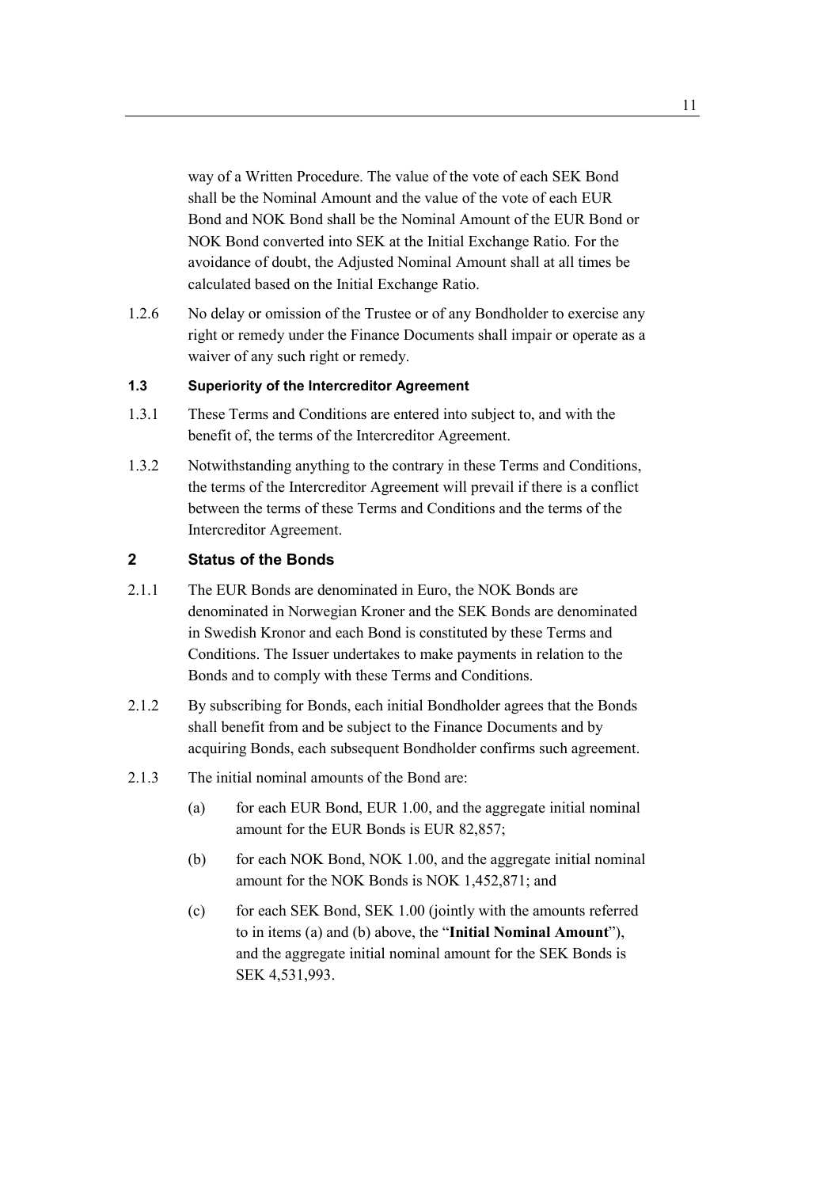way of a Written Procedure. The value of the vote of each SEK Bond shall be the Nominal Amount and the value of the vote of each EUR Bond and NOK Bond shall be the Nominal Amount of the EUR Bond or NOK Bond converted into SEK at the Initial Exchange Ratio. For the avoidance of doubt, the Adjusted Nominal Amount shall at all times be calculated based on the Initial Exchange Ratio.

1.2.6 No delay or omission of the Trustee or of any Bondholder to exercise any right or remedy under the Finance Documents shall impair or operate as a waiver of any such right or remedy.

### 1.3 Superiority of the Intercreditor Agreement

1.3.1 These Terms and Conditions are entered into subject to, and with the benefit of, the terms of the Intercreditor Agreement.

1.3.2 Notwithstanding anything to the contrary in these Terms and Conditions, the terms of the Intercreditor Agreement will prevail if there is a conflict between the terms of these Terms and Conditions and the terms of the Intercreditor Agreement.

## 2 Status of the Bonds

2.1.1 The EUR Bonds are denominated in Euro, the NOK Bonds are denominated in Norwegian Kroner and the SEK Bonds are denominated in Swedish Kronor and each Bond is constituted by these Terms and Conditions. The Issuer undertakes to make payments in relation to the Bonds and to comply with these Terms and Conditions.

2.1.2 By subscribing for Bonds, each initial Bondholder agrees that the Bonds shall benefit from and be subject to the Finance Documents and by acquiring Bonds, each subsequent Bondholder confirms such agreement.

2.1.3 The initial nominal amounts of the Bond are:

(a) for each EUR Bond, EUR 1.00, and the aggregate initial nominal amount for the EUR Bonds is EUR 82,857;

(b) for each NOK Bond, NOK 1.00, and the aggregate initial nominal amount for the NOK Bonds is NOK 1,452,871; and

(c) for each SEK Bond, SEK 1.00 (jointly with the amounts referred to in items (a) and (b) above, the "**Initial Nominal Amount**"), and the aggregate initial nominal amount for the SEK Bonds is SEK 4,531,993.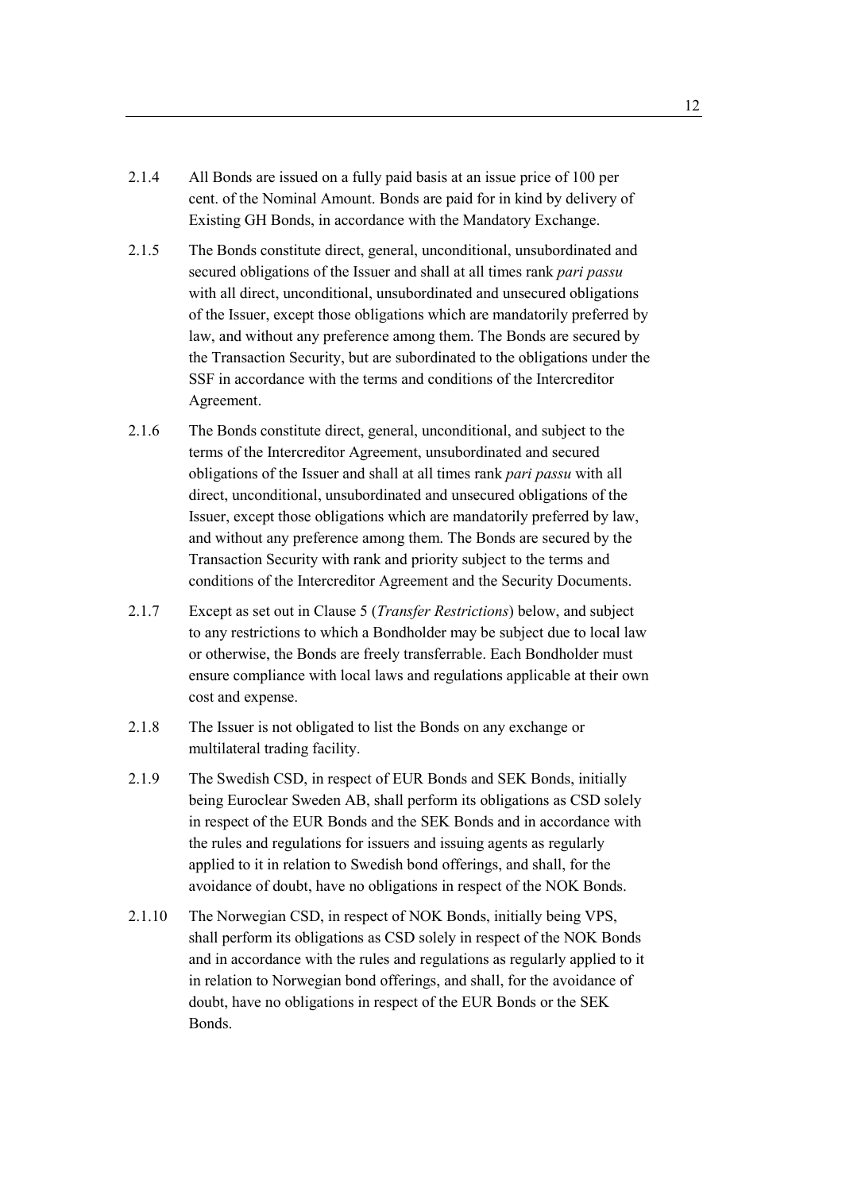2.1.4 All Bonds are issued on a fully paid basis at an issue price of 100 per cent. of the Nominal Amount. Bonds are paid for in kind by delivery of Existing GH Bonds, in accordance with the Mandatory Exchange.

2.1.5 The Bonds constitute direct, general, unconditional, unsubordinated and secured obligations of the Issuer and shall at all times rank *pari passu* with all direct, unconditional, unsubordinated and unsecured obligations of the Issuer, except those obligations which are mandatorily preferred by law, and without any preference among them. The Bonds are secured by the Transaction Security, but are subordinated to the obligations under the SSF in accordance with the terms and conditions of the Intercreditor Agreement.

2.1.6 The Bonds constitute direct, general, unconditional, and subject to the terms of the Intercreditor Agreement, unsubordinated and secured obligations of the Issuer and shall at all times rank *pari passu* with all direct, unconditional, unsubordinated and unsecured obligations of the Issuer, except those obligations which are mandatorily preferred by law, and without any preference among them. The Bonds are secured by the Transaction Security with rank and priority subject to the terms and conditions of the Intercreditor Agreement and the Security Documents.

2.1.7 Except as set out in Clause 5 (*Transfer Restrictions*) below, and subject to any restrictions to which a Bondholder may be subject due to local law or otherwise, the Bonds are freely transferrable. Each Bondholder must ensure compliance with local laws and regulations applicable at their own cost and expense.

2.1.8 The Issuer is not obligated to list the Bonds on any exchange or multilateral trading facility.

2.1.9 The Swedish CSD, in respect of EUR Bonds and SEK Bonds, initially being Euroclear Sweden AB, shall perform its obligations as CSD solely in respect of the EUR Bonds and the SEK Bonds and in accordance with the rules and regulations for issuers and issuing agents as regularly applied to it in relation to Swedish bond offerings, and shall, for the avoidance of doubt, have no obligations in respect of the NOK Bonds.

2.1.10 The Norwegian CSD, in respect of NOK Bonds, initially being VPS, shall perform its obligations as CSD solely in respect of the NOK Bonds and in accordance with the rules and regulations as regularly applied to it in relation to Norwegian bond offerings, and shall, for the avoidance of doubt, have no obligations in respect of the EUR Bonds or the SEK Bonds.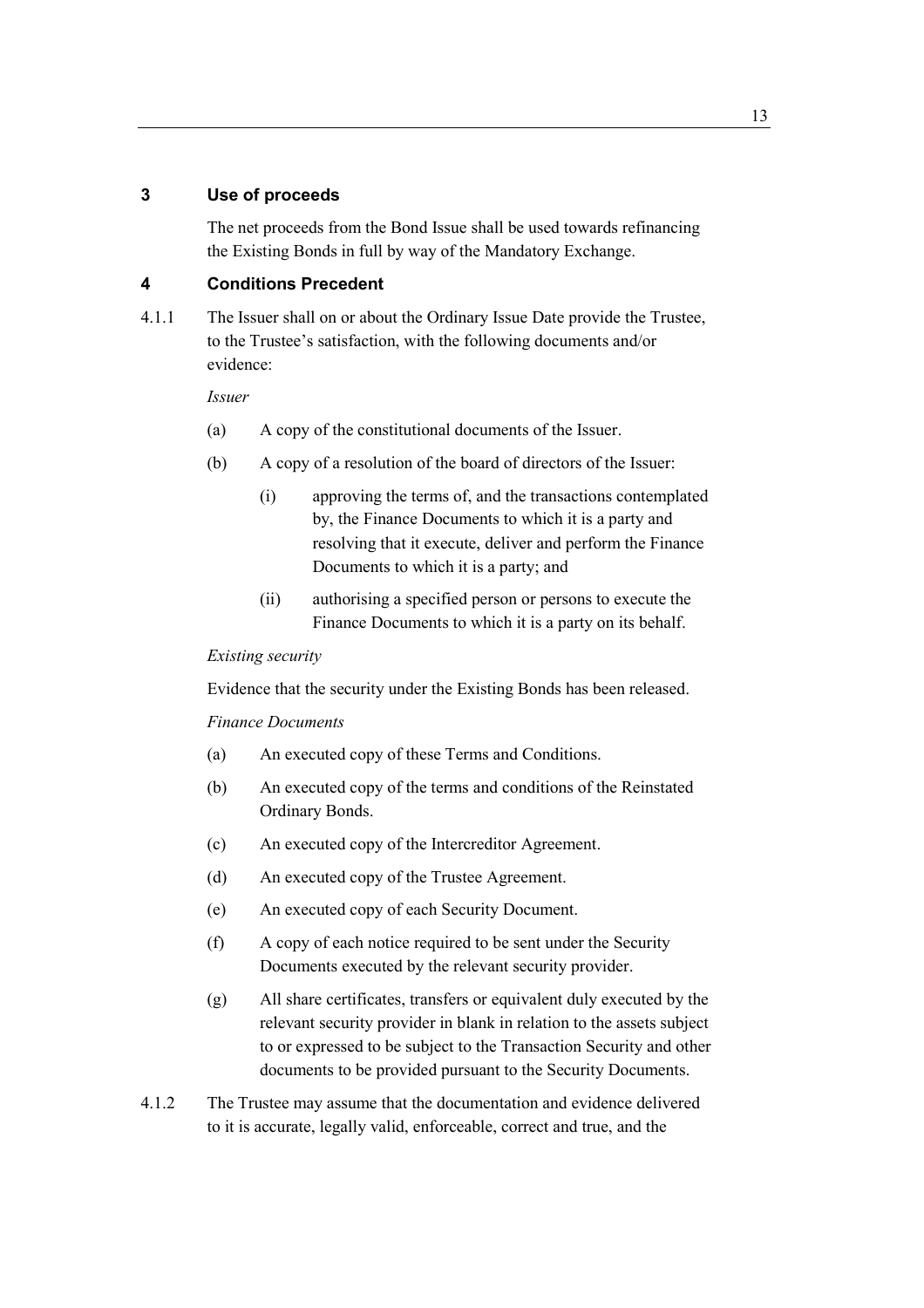## 3 Use of proceeds

The net proceeds from the Bond Issue shall be used towards refinancing the Existing Bonds in full by way of the Mandatory Exchange.

## 4 Conditions Precedent

4.1.1 The Issuer shall on or about the Ordinary Issue Date provide the Trustee, to the Trustee's satisfaction, with the following documents and/or evidence:

*Issuer*

(a) A copy of the constitutional documents of the Issuer.

(b) A copy of a resolution of the board of directors of the Issuer:

  (i) approving the terms of, and the transactions contemplated by, the Finance Documents to which it is a party and resolving that it execute, deliver and perform the Finance Documents to which it is a party; and

  (ii) authorising a specified person or persons to execute the Finance Documents to which it is a party on its behalf.

*Existing security*

Evidence that the security under the Existing Bonds has been released.

*Finance Documents*

(a) An executed copy of these Terms and Conditions.

(b) An executed copy of the terms and conditions of the Reinstated Ordinary Bonds.

(c) An executed copy of the Intercreditor Agreement.

(d) An executed copy of the Trustee Agreement.

(e) An executed copy of each Security Document.

(f) A copy of each notice required to be sent under the Security Documents executed by the relevant security provider.

(g) All share certificates, transfers or equivalent duly executed by the relevant security provider in blank in relation to the assets subject to or expressed to be subject to the Transaction Security and other documents to be provided pursuant to the Security Documents.

4.1.2 The Trustee may assume that the documentation and evidence delivered to it is accurate, legally valid, enforceable, correct and true, and the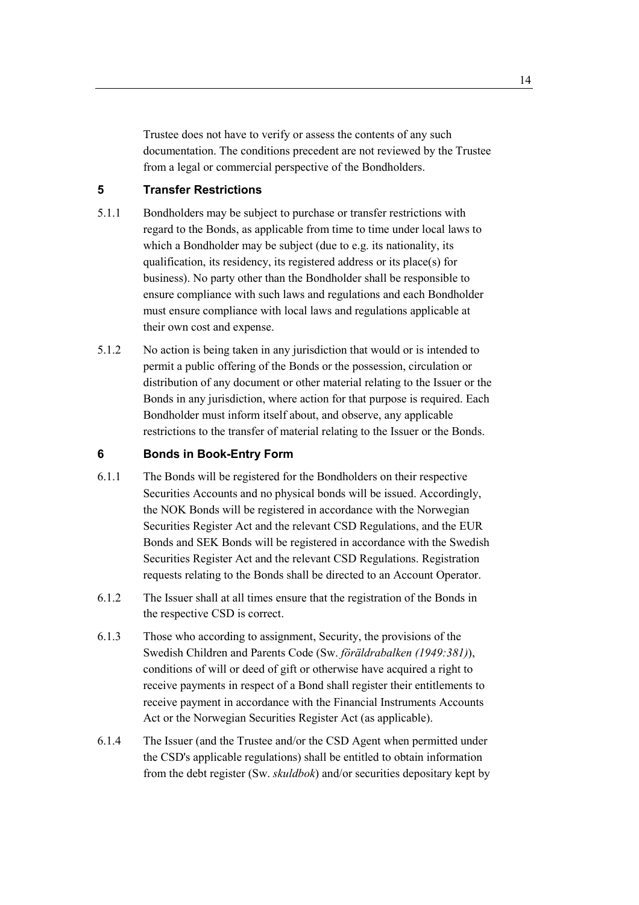Trustee does not have to verify or assess the contents of any such documentation. The conditions precedent are not reviewed by the Trustee from a legal or commercial perspective of the Bondholders.

## 5 Transfer Restrictions

5.1.1 Bondholders may be subject to purchase or transfer restrictions with regard to the Bonds, as applicable from time to time under local laws to which a Bondholder may be subject (due to e.g. its nationality, its qualification, its residency, its registered address or its place(s) for business). No party other than the Bondholder shall be responsible to ensure compliance with such laws and regulations and each Bondholder must ensure compliance with local laws and regulations applicable at their own cost and expense.

5.1.2 No action is being taken in any jurisdiction that would or is intended to permit a public offering of the Bonds or the possession, circulation or distribution of any document or other material relating to the Issuer or the Bonds in any jurisdiction, where action for that purpose is required. Each Bondholder must inform itself about, and observe, any applicable restrictions to the transfer of material relating to the Issuer or the Bonds.

## 6 Bonds in Book-Entry Form

6.1.1 The Bonds will be registered for the Bondholders on their respective Securities Accounts and no physical bonds will be issued. Accordingly, the NOK Bonds will be registered in accordance with the Norwegian Securities Register Act and the relevant CSD Regulations, and the EUR Bonds and SEK Bonds will be registered in accordance with the Swedish Securities Register Act and the relevant CSD Regulations. Registration requests relating to the Bonds shall be directed to an Account Operator.

6.1.2 The Issuer shall at all times ensure that the registration of the Bonds in the respective CSD is correct.

6.1.3 Those who according to assignment, Security, the provisions of the Swedish Children and Parents Code (Sw. *föräldrabalken (1949:381)*), conditions of will or deed of gift or otherwise have acquired a right to receive payments in respect of a Bond shall register their entitlements to receive payment in accordance with the Financial Instruments Accounts Act or the Norwegian Securities Register Act (as applicable).

6.1.4 The Issuer (and the Trustee and/or the CSD Agent when permitted under the CSD's applicable regulations) shall be entitled to obtain information from the debt register (Sw. *skuldbok*) and/or securities depositary kept by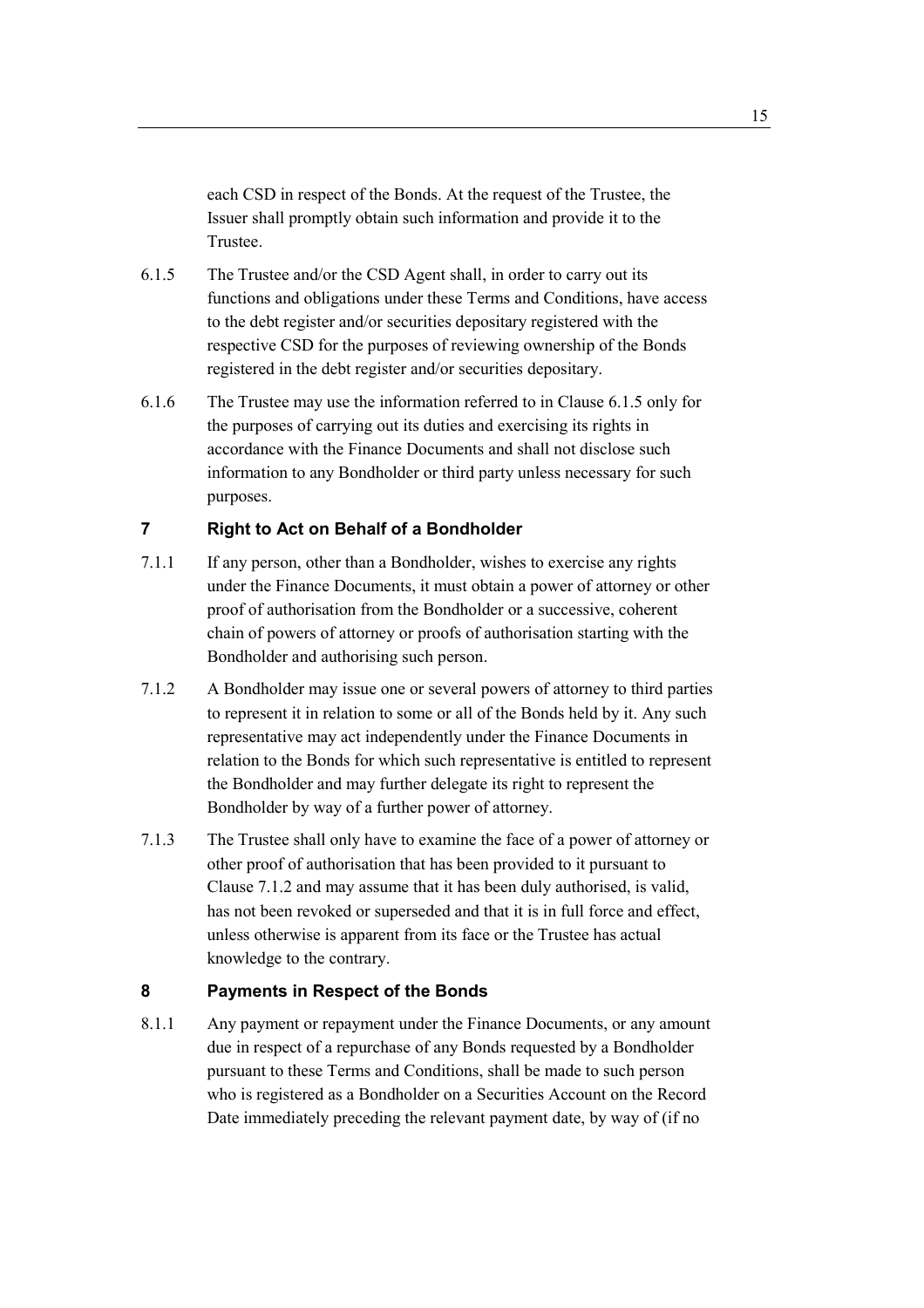each CSD in respect of the Bonds. At the request of the Trustee, the Issuer shall promptly obtain such information and provide it to the Trustee.

6.1.5 The Trustee and/or the CSD Agent shall, in order to carry out its functions and obligations under these Terms and Conditions, have access to the debt register and/or securities depositary registered with the respective CSD for the purposes of reviewing ownership of the Bonds registered in the debt register and/or securities depositary.

6.1.6 The Trustee may use the information referred to in Clause 6.1.5 only for the purposes of carrying out its duties and exercising its rights in accordance with the Finance Documents and shall not disclose such information to any Bondholder or third party unless necessary for such purposes.

## 7 Right to Act on Behalf of a Bondholder

7.1.1 If any person, other than a Bondholder, wishes to exercise any rights under the Finance Documents, it must obtain a power of attorney or other proof of authorisation from the Bondholder or a successive, coherent chain of powers of attorney or proofs of authorisation starting with the Bondholder and authorising such person.

7.1.2 A Bondholder may issue one or several powers of attorney to third parties to represent it in relation to some or all of the Bonds held by it. Any such representative may act independently under the Finance Documents in relation to the Bonds for which such representative is entitled to represent the Bondholder and may further delegate its right to represent the Bondholder by way of a further power of attorney.

7.1.3 The Trustee shall only have to examine the face of a power of attorney or other proof of authorisation that has been provided to it pursuant to Clause 7.1.2 and may assume that it has been duly authorised, is valid, has not been revoked or superseded and that it is in full force and effect, unless otherwise is apparent from its face or the Trustee has actual knowledge to the contrary.

## 8 Payments in Respect of the Bonds

8.1.1 Any payment or repayment under the Finance Documents, or any amount due in respect of a repurchase of any Bonds requested by a Bondholder pursuant to these Terms and Conditions, shall be made to such person who is registered as a Bondholder on a Securities Account on the Record Date immediately preceding the relevant payment date, by way of (if no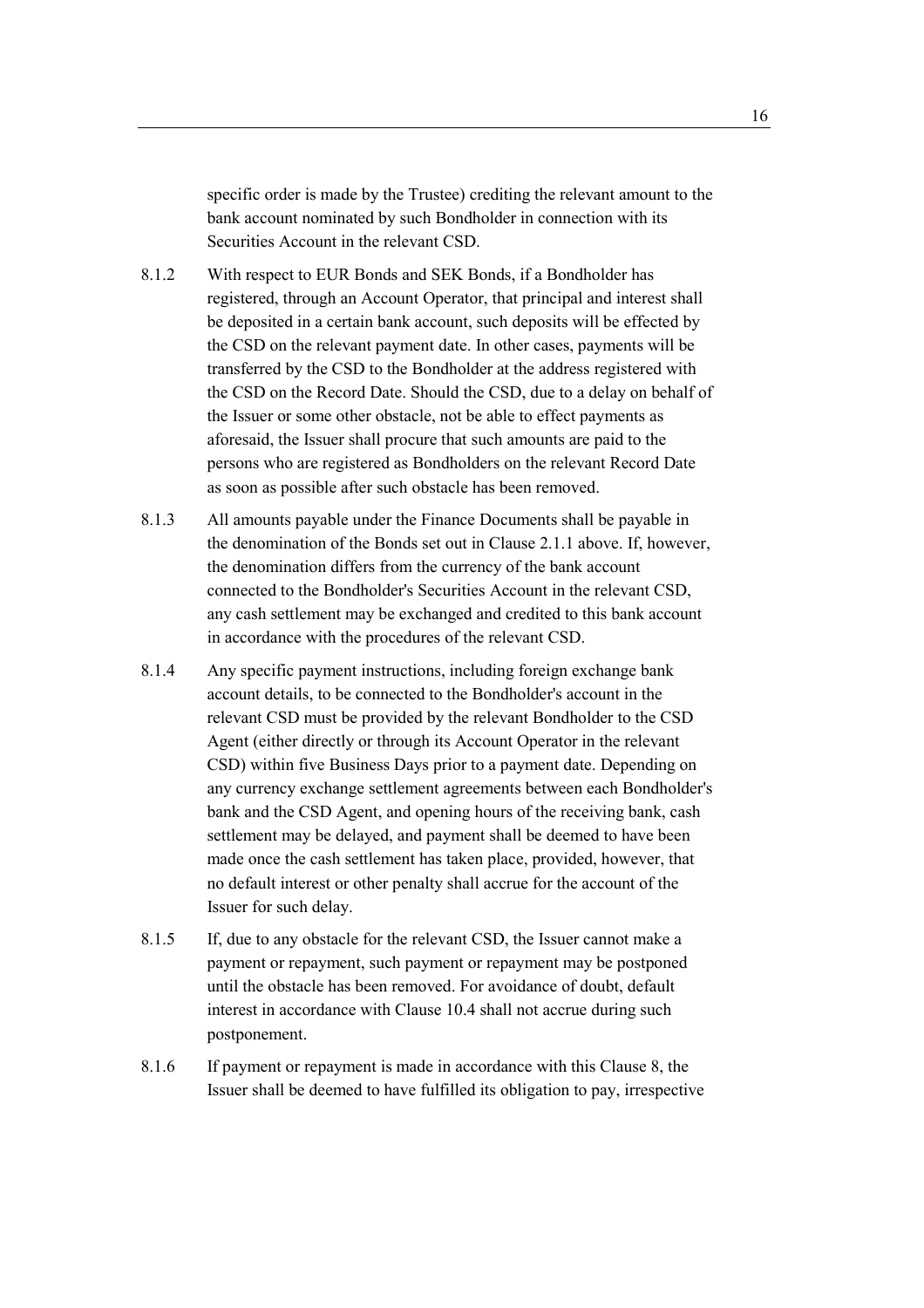specific order is made by the Trustee) crediting the relevant amount to the bank account nominated by such Bondholder in connection with its Securities Account in the relevant CSD.

8.1.2 With respect to EUR Bonds and SEK Bonds, if a Bondholder has registered, through an Account Operator, that principal and interest shall be deposited in a certain bank account, such deposits will be effected by the CSD on the relevant payment date. In other cases, payments will be transferred by the CSD to the Bondholder at the address registered with the CSD on the Record Date. Should the CSD, due to a delay on behalf of the Issuer or some other obstacle, not be able to effect payments as aforesaid, the Issuer shall procure that such amounts are paid to the persons who are registered as Bondholders on the relevant Record Date as soon as possible after such obstacle has been removed.

8.1.3 All amounts payable under the Finance Documents shall be payable in the denomination of the Bonds set out in Clause 2.1.1 above. If, however, the denomination differs from the currency of the bank account connected to the Bondholder's Securities Account in the relevant CSD, any cash settlement may be exchanged and credited to this bank account in accordance with the procedures of the relevant CSD.

8.1.4 Any specific payment instructions, including foreign exchange bank account details, to be connected to the Bondholder's account in the relevant CSD must be provided by the relevant Bondholder to the CSD Agent (either directly or through its Account Operator in the relevant CSD) within five Business Days prior to a payment date. Depending on any currency exchange settlement agreements between each Bondholder's bank and the CSD Agent, and opening hours of the receiving bank, cash settlement may be delayed, and payment shall be deemed to have been made once the cash settlement has taken place, provided, however, that no default interest or other penalty shall accrue for the account of the Issuer for such delay.

8.1.5 If, due to any obstacle for the relevant CSD, the Issuer cannot make a payment or repayment, such payment or repayment may be postponed until the obstacle has been removed. For avoidance of doubt, default interest in accordance with Clause 10.4 shall not accrue during such postponement.

8.1.6 If payment or repayment is made in accordance with this Clause 8, the Issuer shall be deemed to have fulfilled its obligation to pay, irrespective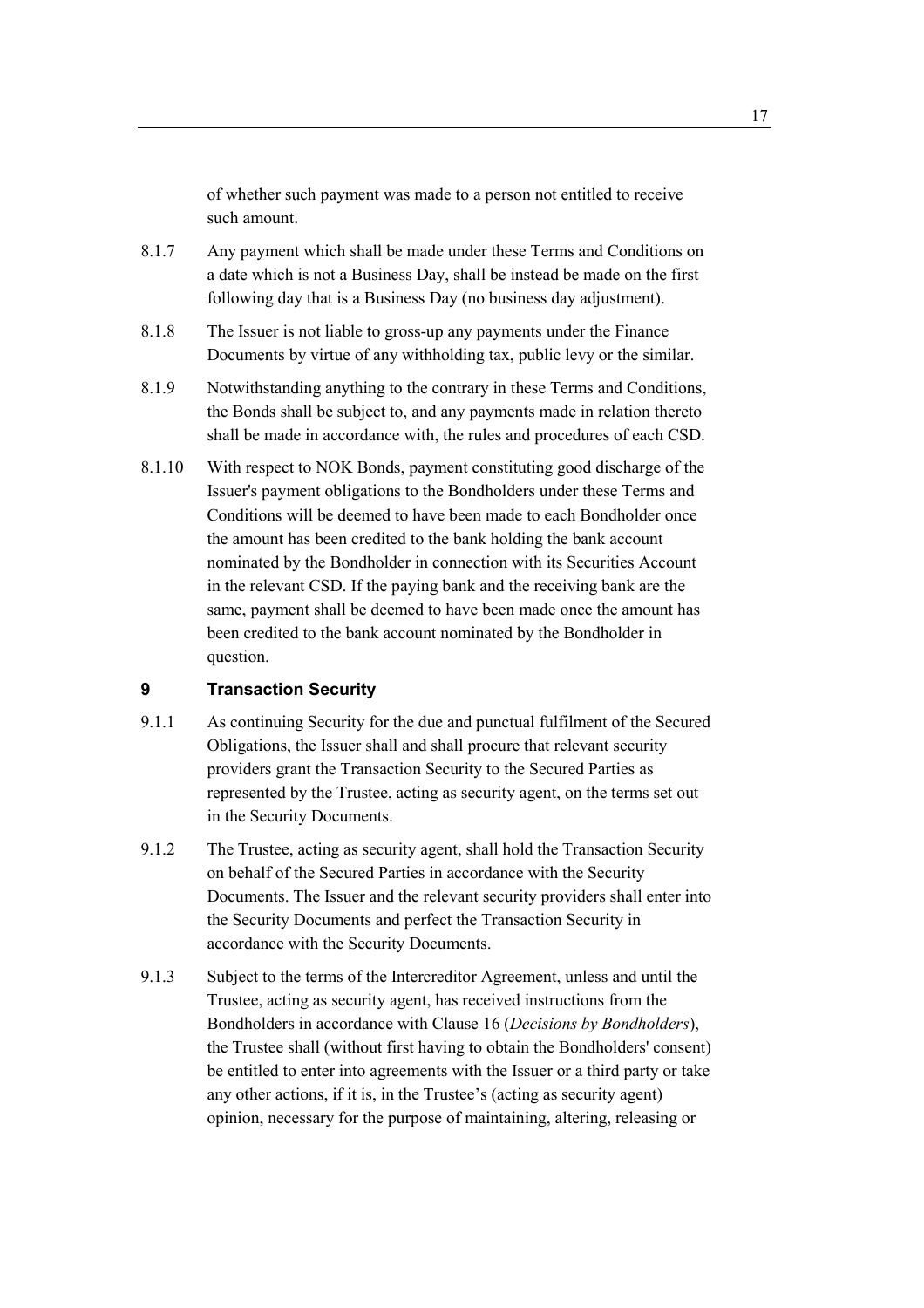of whether such payment was made to a person not entitled to receive such amount.

8.1.7 Any payment which shall be made under these Terms and Conditions on a date which is not a Business Day, shall be instead be made on the first following day that is a Business Day (no business day adjustment).

8.1.8 The Issuer is not liable to gross-up any payments under the Finance Documents by virtue of any withholding tax, public levy or the similar.

8.1.9 Notwithstanding anything to the contrary in these Terms and Conditions, the Bonds shall be subject to, and any payments made in relation thereto shall be made in accordance with, the rules and procedures of each CSD.

8.1.10 With respect to NOK Bonds, payment constituting good discharge of the Issuer's payment obligations to the Bondholders under these Terms and Conditions will be deemed to have been made to each Bondholder once the amount has been credited to the bank holding the bank account nominated by the Bondholder in connection with its Securities Account in the relevant CSD. If the paying bank and the receiving bank are the same, payment shall be deemed to have been made once the amount has been credited to the bank account nominated by the Bondholder in question.

## 9 Transaction Security

9.1.1 As continuing Security for the due and punctual fulfilment of the Secured Obligations, the Issuer shall and shall procure that relevant security providers grant the Transaction Security to the Secured Parties as represented by the Trustee, acting as security agent, on the terms set out in the Security Documents.

9.1.2 The Trustee, acting as security agent, shall hold the Transaction Security on behalf of the Secured Parties in accordance with the Security Documents. The Issuer and the relevant security providers shall enter into the Security Documents and perfect the Transaction Security in accordance with the Security Documents.

9.1.3 Subject to the terms of the Intercreditor Agreement, unless and until the Trustee, acting as security agent, has received instructions from the Bondholders in accordance with Clause 16 (*Decisions by Bondholders*), the Trustee shall (without first having to obtain the Bondholders' consent) be entitled to enter into agreements with the Issuer or a third party or take any other actions, if it is, in the Trustee's (acting as security agent) opinion, necessary for the purpose of maintaining, altering, releasing or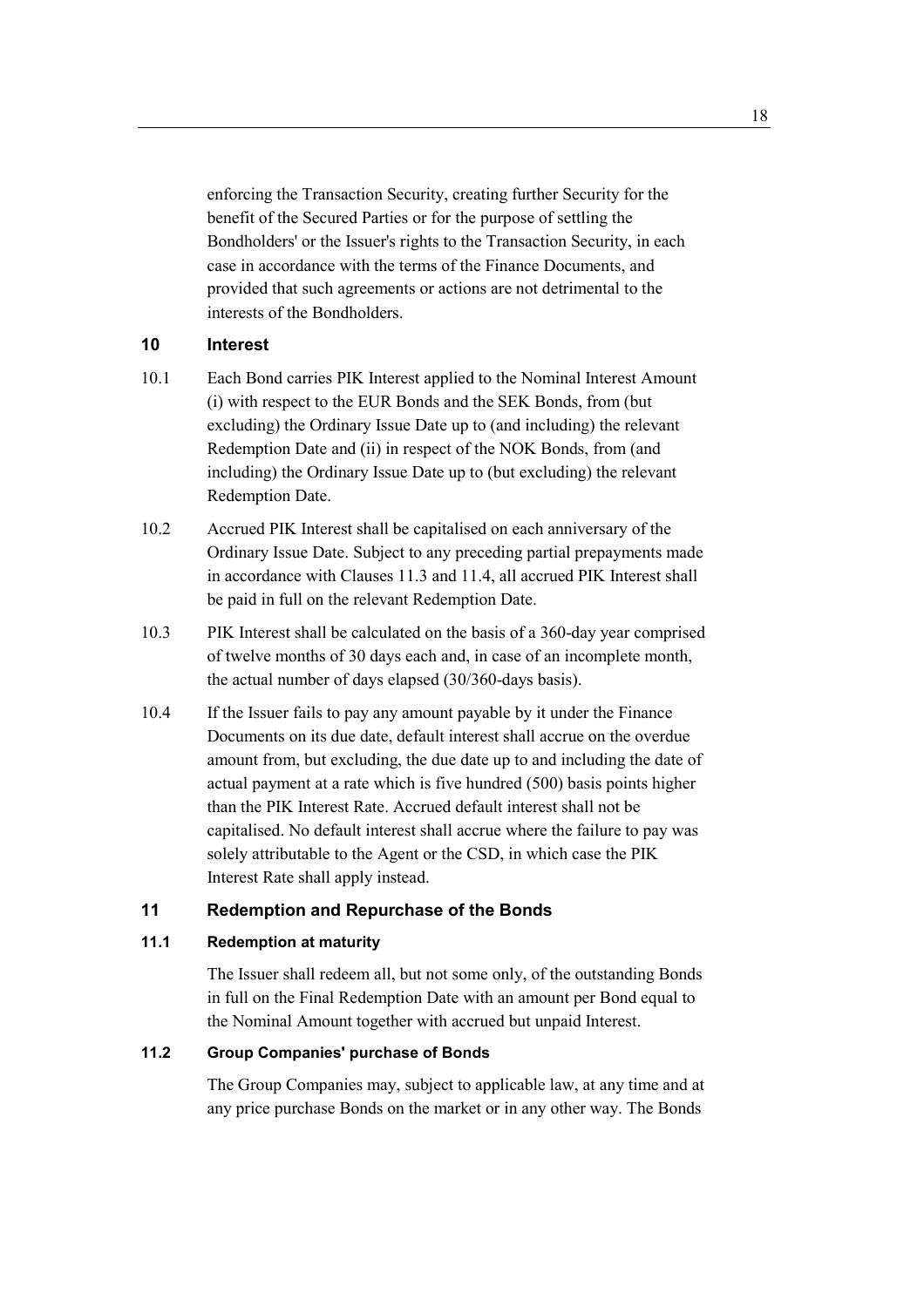enforcing the Transaction Security, creating further Security for the benefit of the Secured Parties or for the purpose of settling the Bondholders' or the Issuer's rights to the Transaction Security, in each case in accordance with the terms of the Finance Documents, and provided that such agreements or actions are not detrimental to the interests of the Bondholders.

## 10 Interest

10.1 Each Bond carries PIK Interest applied to the Nominal Interest Amount (i) with respect to the EUR Bonds and the SEK Bonds, from (but excluding) the Ordinary Issue Date up to (and including) the relevant Redemption Date and (ii) in respect of the NOK Bonds, from (and including) the Ordinary Issue Date up to (but excluding) the relevant Redemption Date.

10.2 Accrued PIK Interest shall be capitalised on each anniversary of the Ordinary Issue Date. Subject to any preceding partial prepayments made in accordance with Clauses 11.3 and 11.4, all accrued PIK Interest shall be paid in full on the relevant Redemption Date.

10.3 PIK Interest shall be calculated on the basis of a 360-day year comprised of twelve months of 30 days each and, in case of an incomplete month, the actual number of days elapsed (30/360-days basis).

10.4 If the Issuer fails to pay any amount payable by it under the Finance Documents on its due date, default interest shall accrue on the overdue amount from, but excluding, the due date up to and including the date of actual payment at a rate which is five hundred (500) basis points higher than the PIK Interest Rate. Accrued default interest shall not be capitalised. No default interest shall accrue where the failure to pay was solely attributable to the Agent or the CSD, in which case the PIK Interest Rate shall apply instead.

## 11 Redemption and Repurchase of the Bonds

### 11.1 Redemption at maturity

The Issuer shall redeem all, but not some only, of the outstanding Bonds in full on the Final Redemption Date with an amount per Bond equal to the Nominal Amount together with accrued but unpaid Interest.

### 11.2 Group Companies' purchase of Bonds

The Group Companies may, subject to applicable law, at any time and at any price purchase Bonds on the market or in any other way. The Bonds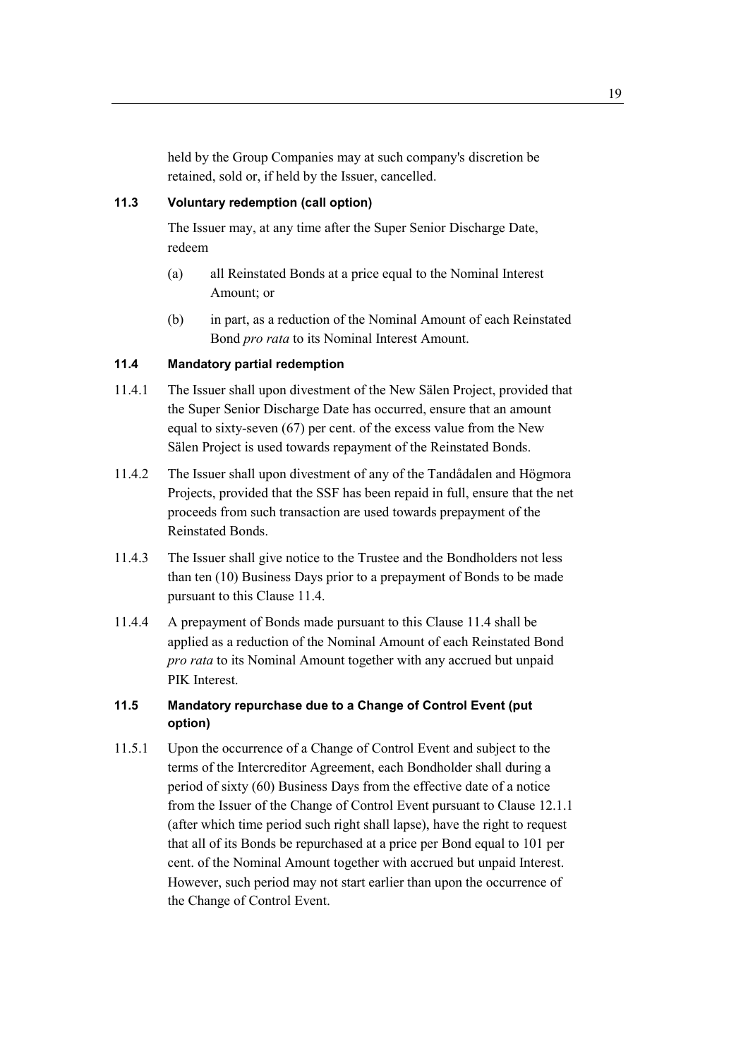held by the Group Companies may at such company's discretion be retained, sold or, if held by the Issuer, cancelled.

### 11.3 Voluntary redemption (call option)

The Issuer may, at any time after the Super Senior Discharge Date, redeem

(a) all Reinstated Bonds at a price equal to the Nominal Interest Amount; or

(b) in part, as a reduction of the Nominal Amount of each Reinstated Bond *pro rata* to its Nominal Interest Amount.

### 11.4 Mandatory partial redemption

11.4.1 The Issuer shall upon divestment of the New Sälen Project, provided that the Super Senior Discharge Date has occurred, ensure that an amount equal to sixty-seven (67) per cent. of the excess value from the New Sälen Project is used towards repayment of the Reinstated Bonds.

11.4.2 The Issuer shall upon divestment of any of the Tandådalen and Högmora Projects, provided that the SSF has been repaid in full, ensure that the net proceeds from such transaction are used towards prepayment of the Reinstated Bonds.

11.4.3 The Issuer shall give notice to the Trustee and the Bondholders not less than ten (10) Business Days prior to a prepayment of Bonds to be made pursuant to this Clause 11.4.

11.4.4 A prepayment of Bonds made pursuant to this Clause 11.4 shall be applied as a reduction of the Nominal Amount of each Reinstated Bond *pro rata* to its Nominal Amount together with any accrued but unpaid PIK Interest.

### 11.5 Mandatory repurchase due to a Change of Control Event (put option)

11.5.1 Upon the occurrence of a Change of Control Event and subject to the terms of the Intercreditor Agreement, each Bondholder shall during a period of sixty (60) Business Days from the effective date of a notice from the Issuer of the Change of Control Event pursuant to Clause 12.1.1 (after which time period such right shall lapse), have the right to request that all of its Bonds be repurchased at a price per Bond equal to 101 per cent. of the Nominal Amount together with accrued but unpaid Interest. However, such period may not start earlier than upon the occurrence of the Change of Control Event.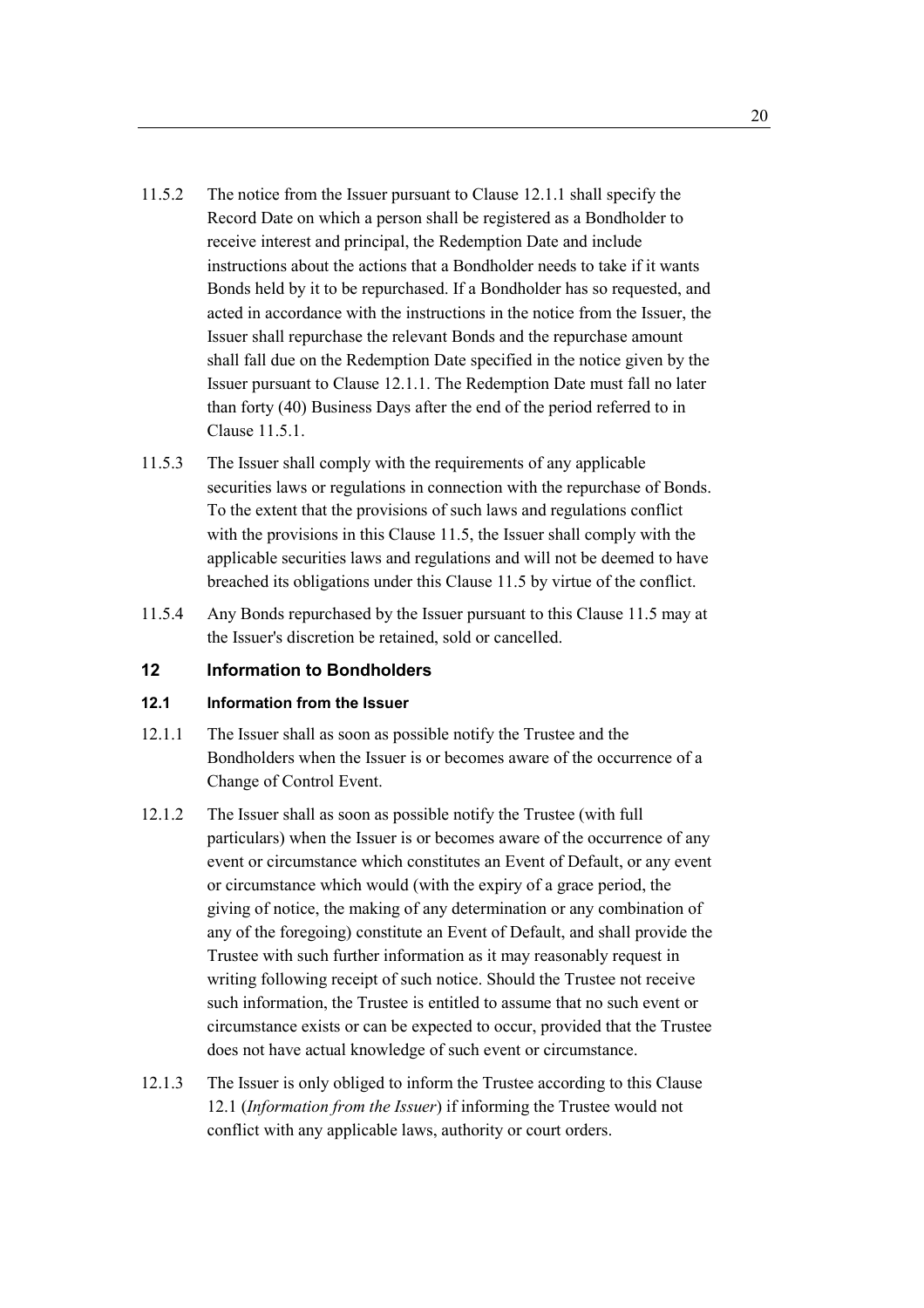11.5.2 The notice from the Issuer pursuant to Clause 12.1.1 shall specify the Record Date on which a person shall be registered as a Bondholder to receive interest and principal, the Redemption Date and include instructions about the actions that a Bondholder needs to take if it wants Bonds held by it to be repurchased. If a Bondholder has so requested, and acted in accordance with the instructions in the notice from the Issuer, the Issuer shall repurchase the relevant Bonds and the repurchase amount shall fall due on the Redemption Date specified in the notice given by the Issuer pursuant to Clause 12.1.1. The Redemption Date must fall no later than forty (40) Business Days after the end of the period referred to in Clause 11.5.1.

11.5.3 The Issuer shall comply with the requirements of any applicable securities laws or regulations in connection with the repurchase of Bonds. To the extent that the provisions of such laws and regulations conflict with the provisions in this Clause 11.5, the Issuer shall comply with the applicable securities laws and regulations and will not be deemed to have breached its obligations under this Clause 11.5 by virtue of the conflict.

11.5.4 Any Bonds repurchased by the Issuer pursuant to this Clause 11.5 may at the Issuer's discretion be retained, sold or cancelled.

## 12 Information to Bondholders

### 12.1 Information from the Issuer

12.1.1 The Issuer shall as soon as possible notify the Trustee and the Bondholders when the Issuer is or becomes aware of the occurrence of a Change of Control Event.

12.1.2 The Issuer shall as soon as possible notify the Trustee (with full particulars) when the Issuer is or becomes aware of the occurrence of any event or circumstance which constitutes an Event of Default, or any event or circumstance which would (with the expiry of a grace period, the giving of notice, the making of any determination or any combination of any of the foregoing) constitute an Event of Default, and shall provide the Trustee with such further information as it may reasonably request in writing following receipt of such notice. Should the Trustee not receive such information, the Trustee is entitled to assume that no such event or circumstance exists or can be expected to occur, provided that the Trustee does not have actual knowledge of such event or circumstance.

12.1.3 The Issuer is only obliged to inform the Trustee according to this Clause 12.1 (*Information from the Issuer*) if informing the Trustee would not conflict with any applicable laws, authority or court orders.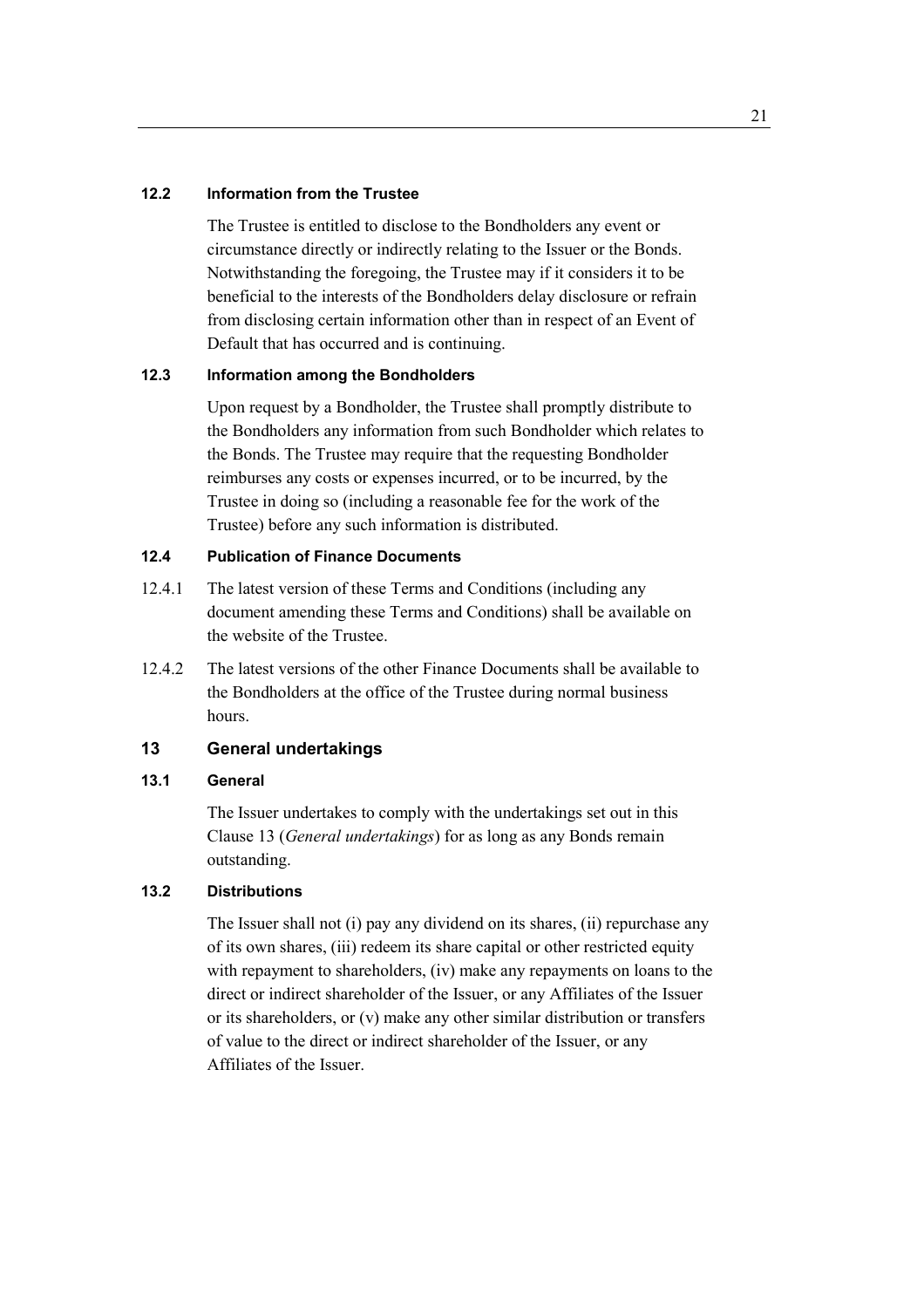### 12.2 Information from the Trustee

The Trustee is entitled to disclose to the Bondholders any event or circumstance directly or indirectly relating to the Issuer or the Bonds. Notwithstanding the foregoing, the Trustee may if it considers it to be beneficial to the interests of the Bondholders delay disclosure or refrain from disclosing certain information other than in respect of an Event of Default that has occurred and is continuing.

### 12.3 Information among the Bondholders

Upon request by a Bondholder, the Trustee shall promptly distribute to the Bondholders any information from such Bondholder which relates to the Bonds. The Trustee may require that the requesting Bondholder reimburses any costs or expenses incurred, or to be incurred, by the Trustee in doing so (including a reasonable fee for the work of the Trustee) before any such information is distributed.

### 12.4 Publication of Finance Documents

12.4.1 The latest version of these Terms and Conditions (including any document amending these Terms and Conditions) shall be available on the website of the Trustee.

12.4.2 The latest versions of the other Finance Documents shall be available to the Bondholders at the office of the Trustee during normal business hours.

## 13 General undertakings

### 13.1 General

The Issuer undertakes to comply with the undertakings set out in this Clause 13 (*General undertakings*) for as long as any Bonds remain outstanding.

### 13.2 Distributions

The Issuer shall not (i) pay any dividend on its shares, (ii) repurchase any of its own shares, (iii) redeem its share capital or other restricted equity with repayment to shareholders, (iv) make any repayments on loans to the direct or indirect shareholder of the Issuer, or any Affiliates of the Issuer or its shareholders, or (v) make any other similar distribution or transfers of value to the direct or indirect shareholder of the Issuer, or any Affiliates of the Issuer.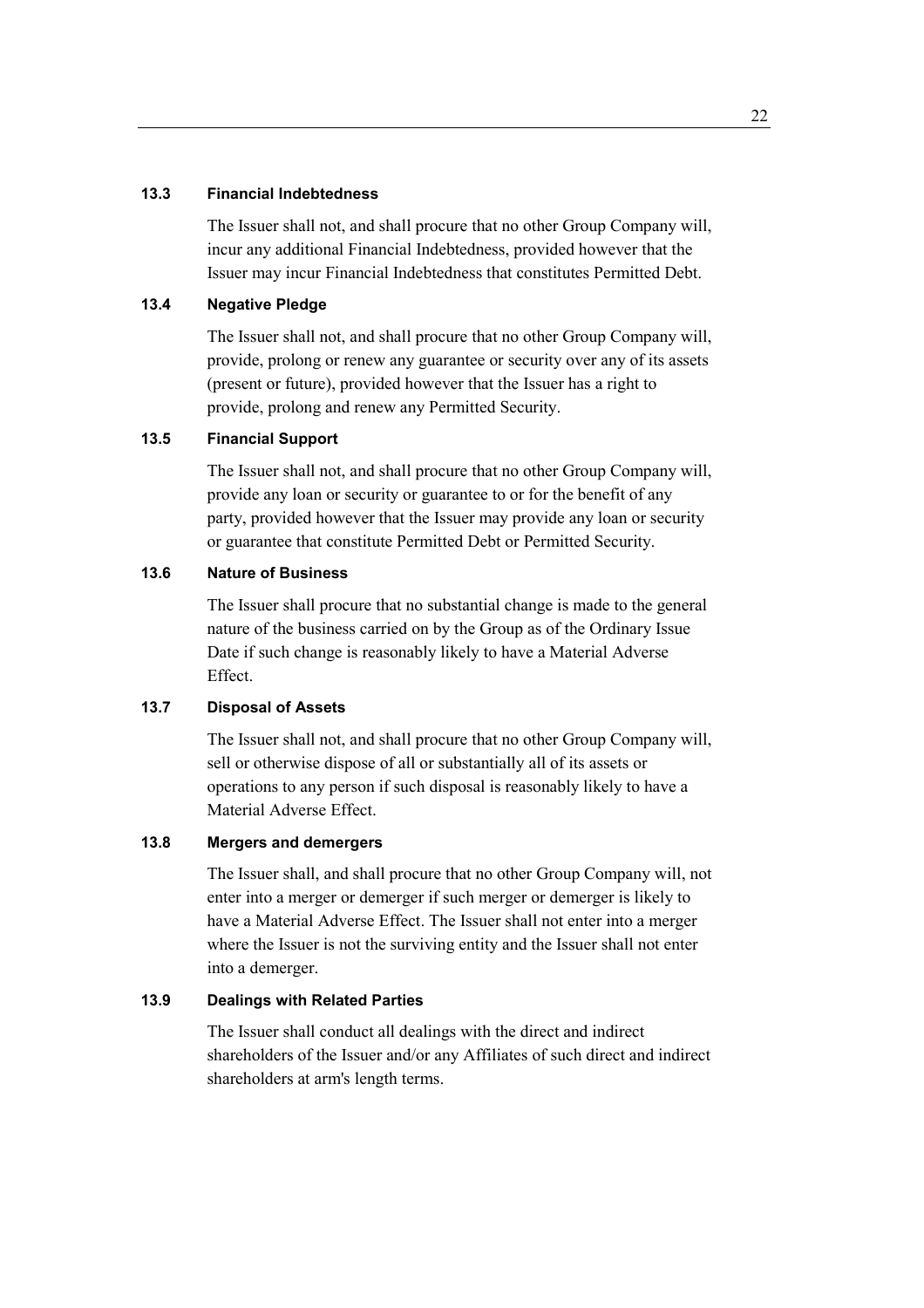### 13.3 Financial Indebtedness

The Issuer shall not, and shall procure that no other Group Company will, incur any additional Financial Indebtedness, provided however that the Issuer may incur Financial Indebtedness that constitutes Permitted Debt.

### 13.4 Negative Pledge

The Issuer shall not, and shall procure that no other Group Company will, provide, prolong or renew any guarantee or security over any of its assets (present or future), provided however that the Issuer has a right to provide, prolong and renew any Permitted Security.

### 13.5 Financial Support

The Issuer shall not, and shall procure that no other Group Company will, provide any loan or security or guarantee to or for the benefit of any party, provided however that the Issuer may provide any loan or security or guarantee that constitute Permitted Debt or Permitted Security.

### 13.6 Nature of Business

The Issuer shall procure that no substantial change is made to the general nature of the business carried on by the Group as of the Ordinary Issue Date if such change is reasonably likely to have a Material Adverse Effect.

### 13.7 Disposal of Assets

The Issuer shall not, and shall procure that no other Group Company will, sell or otherwise dispose of all or substantially all of its assets or operations to any person if such disposal is reasonably likely to have a Material Adverse Effect.

### 13.8 Mergers and demergers

The Issuer shall, and shall procure that no other Group Company will, not enter into a merger or demerger if such merger or demerger is likely to have a Material Adverse Effect. The Issuer shall not enter into a merger where the Issuer is not the surviving entity and the Issuer shall not enter into a demerger.

### 13.9 Dealings with Related Parties

The Issuer shall conduct all dealings with the direct and indirect shareholders of the Issuer and/or any Affiliates of such direct and indirect shareholders at arm's length terms.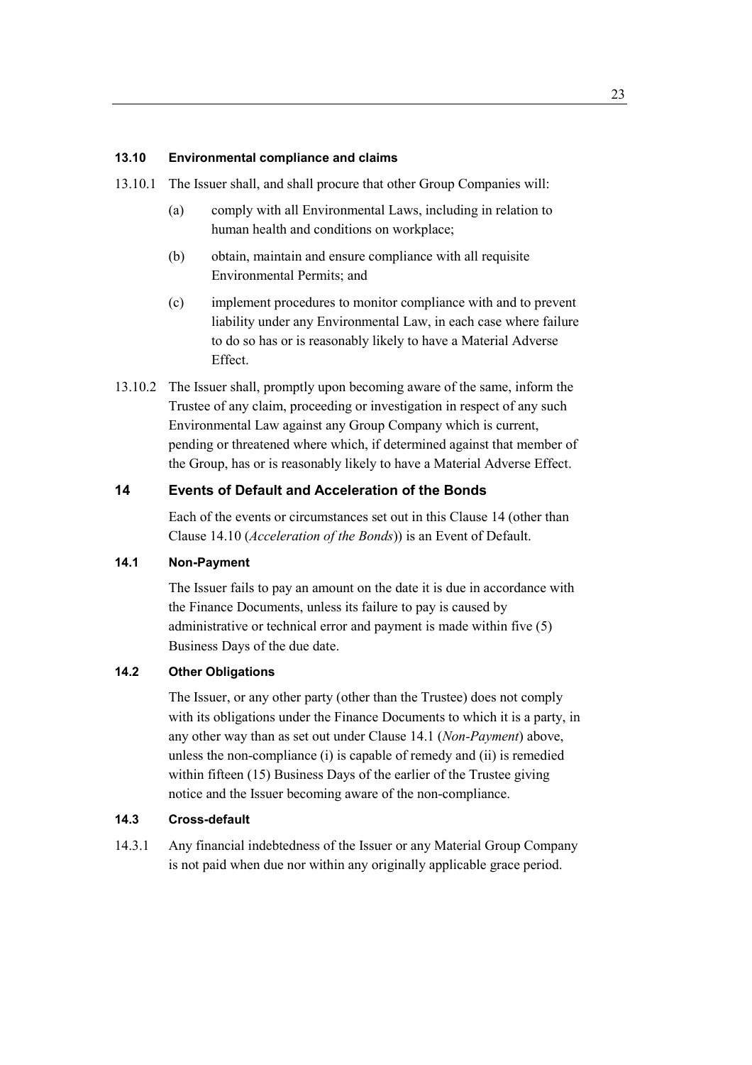### 13.10 Environmental compliance and claims

13.10.1 The Issuer shall, and shall procure that other Group Companies will:

(a) comply with all Environmental Laws, including in relation to human health and conditions on workplace;

(b) obtain, maintain and ensure compliance with all requisite Environmental Permits; and

(c) implement procedures to monitor compliance with and to prevent liability under any Environmental Law, in each case where failure to do so has or is reasonably likely to have a Material Adverse Effect.

13.10.2 The Issuer shall, promptly upon becoming aware of the same, inform the Trustee of any claim, proceeding or investigation in respect of any such Environmental Law against any Group Company which is current, pending or threatened where which, if determined against that member of the Group, has or is reasonably likely to have a Material Adverse Effect.

## 14 Events of Default and Acceleration of the Bonds

Each of the events or circumstances set out in this Clause 14 (other than Clause 14.10 (*Acceleration of the Bonds*)) is an Event of Default.

### 14.1 Non-Payment

The Issuer fails to pay an amount on the date it is due in accordance with the Finance Documents, unless its failure to pay is caused by administrative or technical error and payment is made within five (5) Business Days of the due date.

### 14.2 Other Obligations

The Issuer, or any other party (other than the Trustee) does not comply with its obligations under the Finance Documents to which it is a party, in any other way than as set out under Clause 14.1 (*Non-Payment*) above, unless the non-compliance (i) is capable of remedy and (ii) is remedied within fifteen (15) Business Days of the earlier of the Trustee giving notice and the Issuer becoming aware of the non-compliance.

### 14.3 Cross-default

14.3.1 Any financial indebtedness of the Issuer or any Material Group Company is not paid when due nor within any originally applicable grace period.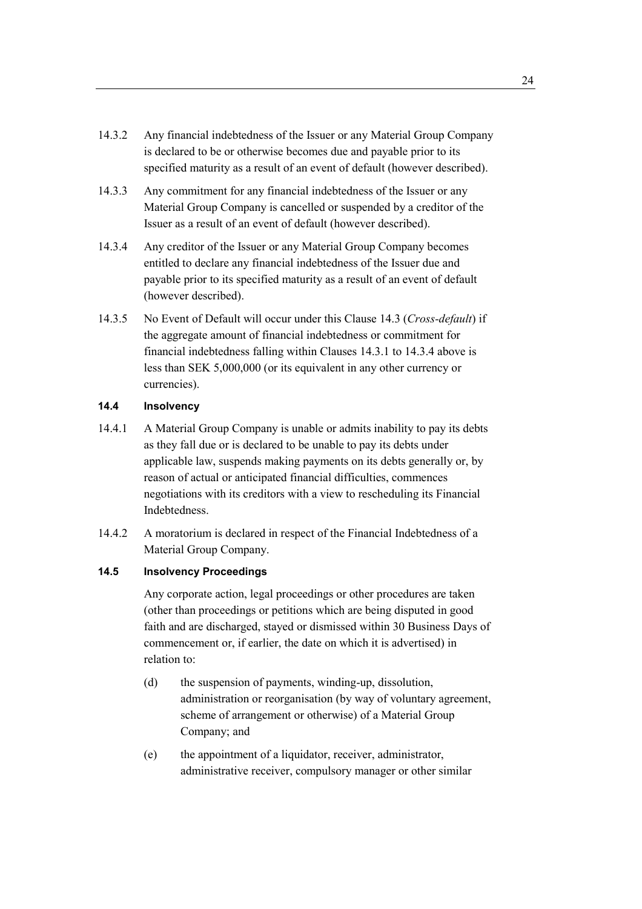14.3.2 Any financial indebtedness of the Issuer or any Material Group Company is declared to be or otherwise becomes due and payable prior to its specified maturity as a result of an event of default (however described).

14.3.3 Any commitment for any financial indebtedness of the Issuer or any Material Group Company is cancelled or suspended by a creditor of the Issuer as a result of an event of default (however described).

14.3.4 Any creditor of the Issuer or any Material Group Company becomes entitled to declare any financial indebtedness of the Issuer due and payable prior to its specified maturity as a result of an event of default (however described).

14.3.5 No Event of Default will occur under this Clause 14.3 (*Cross-default*) if the aggregate amount of financial indebtedness or commitment for financial indebtedness falling within Clauses 14.3.1 to 14.3.4 above is less than SEK 5,000,000 (or its equivalent in any other currency or currencies).

**14.4 Insolvency**

14.4.1 A Material Group Company is unable or admits inability to pay its debts as they fall due or is declared to be unable to pay its debts under applicable law, suspends making payments on its debts generally or, by reason of actual or anticipated financial difficulties, commences negotiations with its creditors with a view to rescheduling its Financial Indebtedness.

14.4.2 A moratorium is declared in respect of the Financial Indebtedness of a Material Group Company.

**14.5 Insolvency Proceedings**

Any corporate action, legal proceedings or other procedures are taken (other than proceedings or petitions which are being disputed in good faith and are discharged, stayed or dismissed within 30 Business Days of commencement or, if earlier, the date on which it is advertised) in relation to:

(d) the suspension of payments, winding-up, dissolution, administration or reorganisation (by way of voluntary agreement, scheme of arrangement or otherwise) of a Material Group Company; and

(e) the appointment of a liquidator, receiver, administrator, administrative receiver, compulsory manager or other similar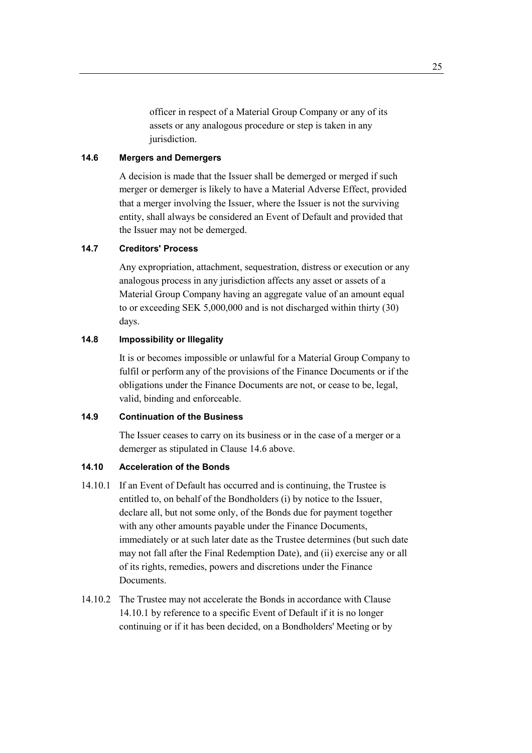officer in respect of a Material Group Company or any of its assets or any analogous procedure or step is taken in any jurisdiction.

### 14.6 Mergers and Demergers

A decision is made that the Issuer shall be demerged or merged if such merger or demerger is likely to have a Material Adverse Effect, provided that a merger involving the Issuer, where the Issuer is not the surviving entity, shall always be considered an Event of Default and provided that the Issuer may not be demerged.

### 14.7 Creditors' Process

Any expropriation, attachment, sequestration, distress or execution or any analogous process in any jurisdiction affects any asset or assets of a Material Group Company having an aggregate value of an amount equal to or exceeding SEK 5,000,000 and is not discharged within thirty (30) days.

### 14.8 Impossibility or Illegality

It is or becomes impossible or unlawful for a Material Group Company to fulfil or perform any of the provisions of the Finance Documents or if the obligations under the Finance Documents are not, or cease to be, legal, valid, binding and enforceable.

### 14.9 Continuation of the Business

The Issuer ceases to carry on its business or in the case of a merger or a demerger as stipulated in Clause 14.6 above.

### 14.10 Acceleration of the Bonds

14.10.1 If an Event of Default has occurred and is continuing, the Trustee is entitled to, on behalf of the Bondholders (i) by notice to the Issuer, declare all, but not some only, of the Bonds due for payment together with any other amounts payable under the Finance Documents, immediately or at such later date as the Trustee determines (but such date may not fall after the Final Redemption Date), and (ii) exercise any or all of its rights, remedies, powers and discretions under the Finance Documents.

14.10.2 The Trustee may not accelerate the Bonds in accordance with Clause 14.10.1 by reference to a specific Event of Default if it is no longer continuing or if it has been decided, on a Bondholders' Meeting or by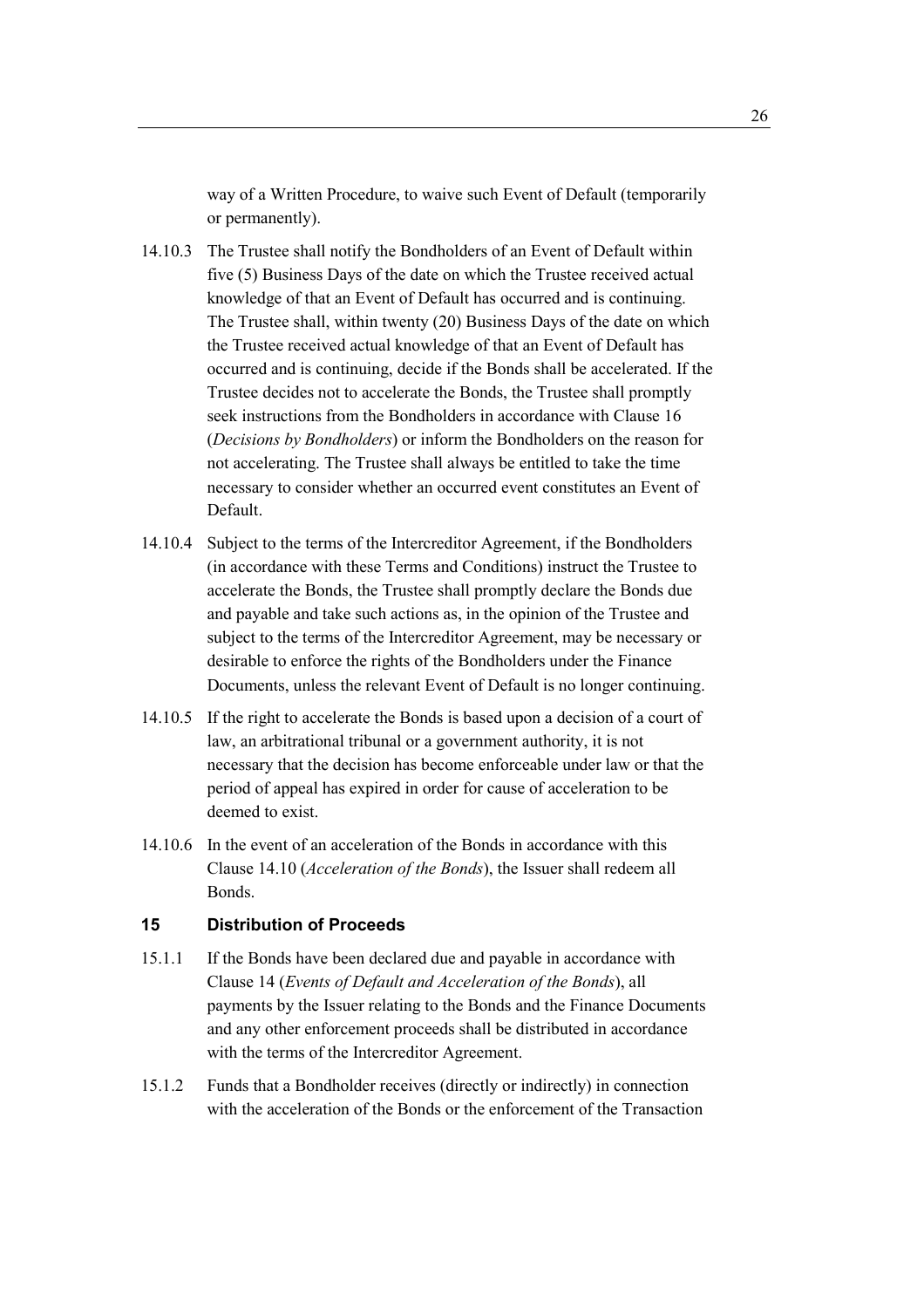way of a Written Procedure, to waive such Event of Default (temporarily or permanently).

14.10.3 The Trustee shall notify the Bondholders of an Event of Default within five (5) Business Days of the date on which the Trustee received actual knowledge of that an Event of Default has occurred and is continuing. The Trustee shall, within twenty (20) Business Days of the date on which the Trustee received actual knowledge of that an Event of Default has occurred and is continuing, decide if the Bonds shall be accelerated. If the Trustee decides not to accelerate the Bonds, the Trustee shall promptly seek instructions from the Bondholders in accordance with Clause 16 (*Decisions by Bondholders*) or inform the Bondholders on the reason for not accelerating. The Trustee shall always be entitled to take the time necessary to consider whether an occurred event constitutes an Event of Default.

14.10.4 Subject to the terms of the Intercreditor Agreement, if the Bondholders (in accordance with these Terms and Conditions) instruct the Trustee to accelerate the Bonds, the Trustee shall promptly declare the Bonds due and payable and take such actions as, in the opinion of the Trustee and subject to the terms of the Intercreditor Agreement, may be necessary or desirable to enforce the rights of the Bondholders under the Finance Documents, unless the relevant Event of Default is no longer continuing.

14.10.5 If the right to accelerate the Bonds is based upon a decision of a court of law, an arbitrational tribunal or a government authority, it is not necessary that the decision has become enforceable under law or that the period of appeal has expired in order for cause of acceleration to be deemed to exist.

14.10.6 In the event of an acceleration of the Bonds in accordance with this Clause 14.10 (*Acceleration of the Bonds*), the Issuer shall redeem all Bonds.

## 15 Distribution of Proceeds

15.1.1 If the Bonds have been declared due and payable in accordance with Clause 14 (*Events of Default and Acceleration of the Bonds*), all payments by the Issuer relating to the Bonds and the Finance Documents and any other enforcement proceeds shall be distributed in accordance with the terms of the Intercreditor Agreement.

15.1.2 Funds that a Bondholder receives (directly or indirectly) in connection with the acceleration of the Bonds or the enforcement of the Transaction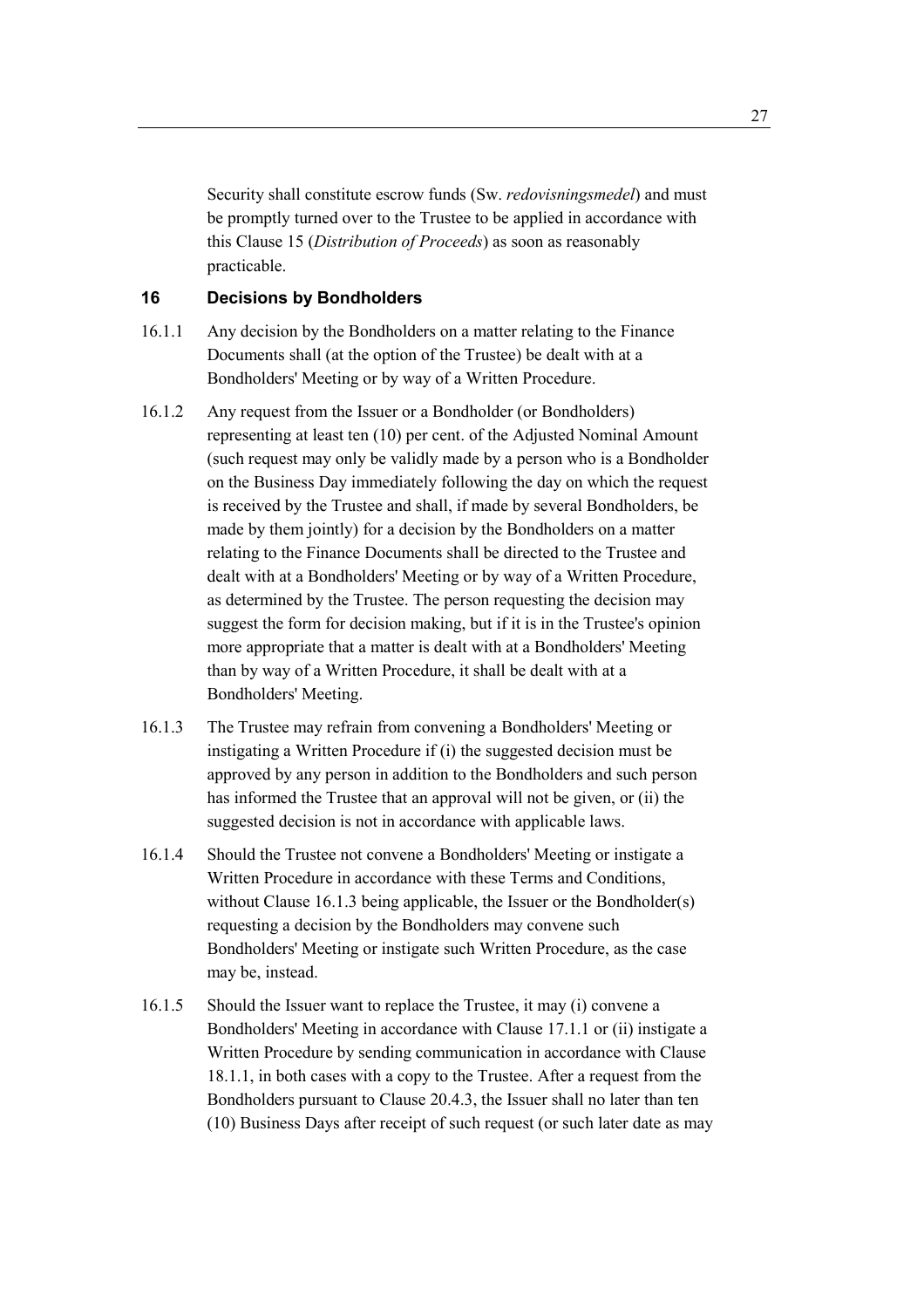Security shall constitute escrow funds (Sw. *redovisningsmedel*) and must be promptly turned over to the Trustee to be applied in accordance with this Clause 15 (*Distribution of Proceeds*) as soon as reasonably practicable.

## 16 Decisions by Bondholders

16.1.1 Any decision by the Bondholders on a matter relating to the Finance Documents shall (at the option of the Trustee) be dealt with at a Bondholders' Meeting or by way of a Written Procedure.

16.1.2 Any request from the Issuer or a Bondholder (or Bondholders) representing at least ten (10) per cent. of the Adjusted Nominal Amount (such request may only be validly made by a person who is a Bondholder on the Business Day immediately following the day on which the request is received by the Trustee and shall, if made by several Bondholders, be made by them jointly) for a decision by the Bondholders on a matter relating to the Finance Documents shall be directed to the Trustee and dealt with at a Bondholders' Meeting or by way of a Written Procedure, as determined by the Trustee. The person requesting the decision may suggest the form for decision making, but if it is in the Trustee's opinion more appropriate that a matter is dealt with at a Bondholders' Meeting than by way of a Written Procedure, it shall be dealt with at a Bondholders' Meeting.

16.1.3 The Trustee may refrain from convening a Bondholders' Meeting or instigating a Written Procedure if (i) the suggested decision must be approved by any person in addition to the Bondholders and such person has informed the Trustee that an approval will not be given, or (ii) the suggested decision is not in accordance with applicable laws.

16.1.4 Should the Trustee not convene a Bondholders' Meeting or instigate a Written Procedure in accordance with these Terms and Conditions, without Clause 16.1.3 being applicable, the Issuer or the Bondholder(s) requesting a decision by the Bondholders may convene such Bondholders' Meeting or instigate such Written Procedure, as the case may be, instead.

16.1.5 Should the Issuer want to replace the Trustee, it may (i) convene a Bondholders' Meeting in accordance with Clause 17.1.1 or (ii) instigate a Written Procedure by sending communication in accordance with Clause 18.1.1, in both cases with a copy to the Trustee. After a request from the Bondholders pursuant to Clause 20.4.3, the Issuer shall no later than ten (10) Business Days after receipt of such request (or such later date as may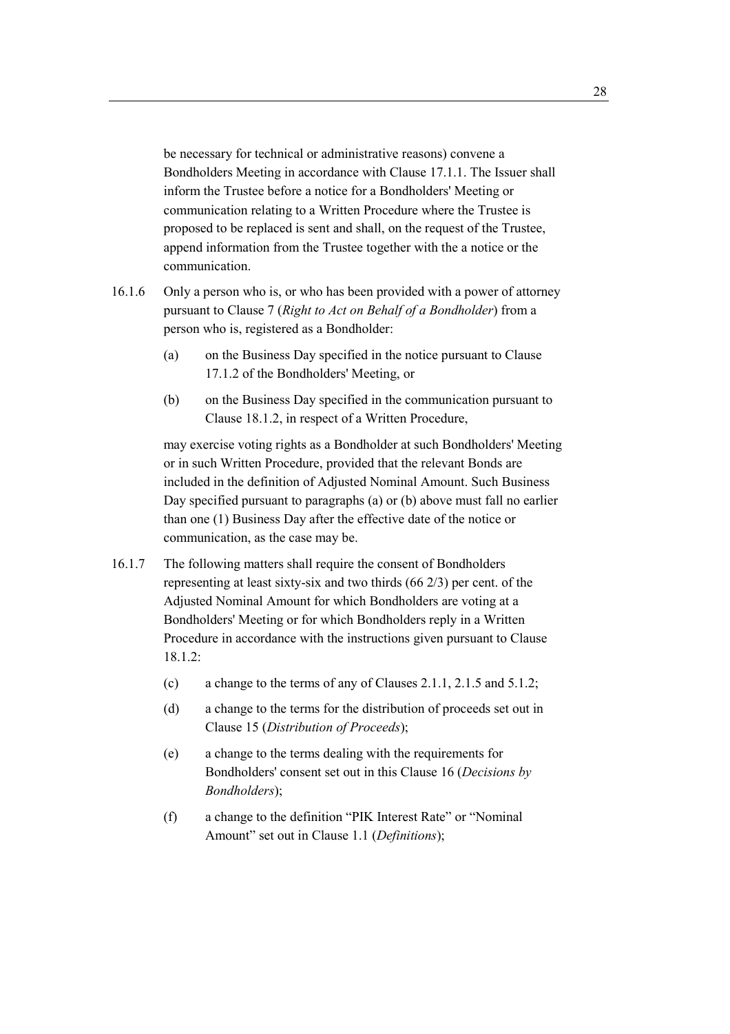be necessary for technical or administrative reasons) convene a Bondholders Meeting in accordance with Clause 17.1.1. The Issuer shall inform the Trustee before a notice for a Bondholders' Meeting or communication relating to a Written Procedure where the Trustee is proposed to be replaced is sent and shall, on the request of the Trustee, append information from the Trustee together with the a notice or the communication.

16.1.6 Only a person who is, or who has been provided with a power of attorney pursuant to Clause 7 (*Right to Act on Behalf of a Bondholder*) from a person who is, registered as a Bondholder:

(a) on the Business Day specified in the notice pursuant to Clause 17.1.2 of the Bondholders' Meeting, or

(b) on the Business Day specified in the communication pursuant to Clause 18.1.2, in respect of a Written Procedure,

may exercise voting rights as a Bondholder at such Bondholders' Meeting or in such Written Procedure, provided that the relevant Bonds are included in the definition of Adjusted Nominal Amount. Such Business Day specified pursuant to paragraphs (a) or (b) above must fall no earlier than one (1) Business Day after the effective date of the notice or communication, as the case may be.

16.1.7 The following matters shall require the consent of Bondholders representing at least sixty-six and two thirds (66 2/3) per cent. of the Adjusted Nominal Amount for which Bondholders are voting at a Bondholders' Meeting or for which Bondholders reply in a Written Procedure in accordance with the instructions given pursuant to Clause 18.1.2:

(c) a change to the terms of any of Clauses 2.1.1, 2.1.5 and 5.1.2;

(d) a change to the terms for the distribution of proceeds set out in Clause 15 (*Distribution of Proceeds*);

(e) a change to the terms dealing with the requirements for Bondholders' consent set out in this Clause 16 (*Decisions by Bondholders*);

(f) a change to the definition "PIK Interest Rate" or "Nominal Amount" set out in Clause 1.1 (*Definitions*);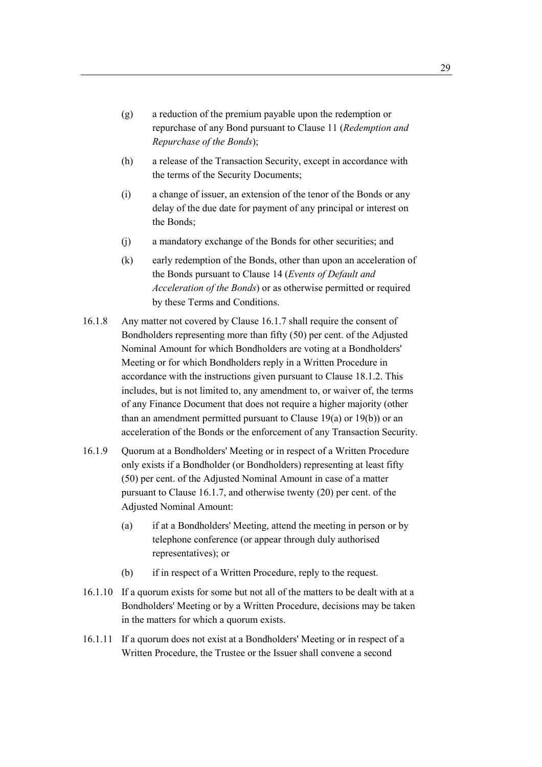(g) a reduction of the premium payable upon the redemption or repurchase of any Bond pursuant to Clause 11 (*Redemption and Repurchase of the Bonds*);

(h) a release of the Transaction Security, except in accordance with the terms of the Security Documents;

(i) a change of issuer, an extension of the tenor of the Bonds or any delay of the due date for payment of any principal or interest on the Bonds;

(j) a mandatory exchange of the Bonds for other securities; and

(k) early redemption of the Bonds, other than upon an acceleration of the Bonds pursuant to Clause 14 (*Events of Default and Acceleration of the Bonds*) or as otherwise permitted or required by these Terms and Conditions.

16.1.8 Any matter not covered by Clause 16.1.7 shall require the consent of Bondholders representing more than fifty (50) per cent. of the Adjusted Nominal Amount for which Bondholders are voting at a Bondholders' Meeting or for which Bondholders reply in a Written Procedure in accordance with the instructions given pursuant to Clause 18.1.2. This includes, but is not limited to, any amendment to, or waiver of, the terms of any Finance Document that does not require a higher majority (other than an amendment permitted pursuant to Clause 19(a) or 19(b)) or an acceleration of the Bonds or the enforcement of any Transaction Security.

16.1.9 Quorum at a Bondholders' Meeting or in respect of a Written Procedure only exists if a Bondholder (or Bondholders) representing at least fifty (50) per cent. of the Adjusted Nominal Amount in case of a matter pursuant to Clause 16.1.7, and otherwise twenty (20) per cent. of the Adjusted Nominal Amount:

(a) if at a Bondholders' Meeting, attend the meeting in person or by telephone conference (or appear through duly authorised representatives); or

(b) if in respect of a Written Procedure, reply to the request.

16.1.10 If a quorum exists for some but not all of the matters to be dealt with at a Bondholders' Meeting or by a Written Procedure, decisions may be taken in the matters for which a quorum exists.

16.1.11 If a quorum does not exist at a Bondholders' Meeting or in respect of a Written Procedure, the Trustee or the Issuer shall convene a second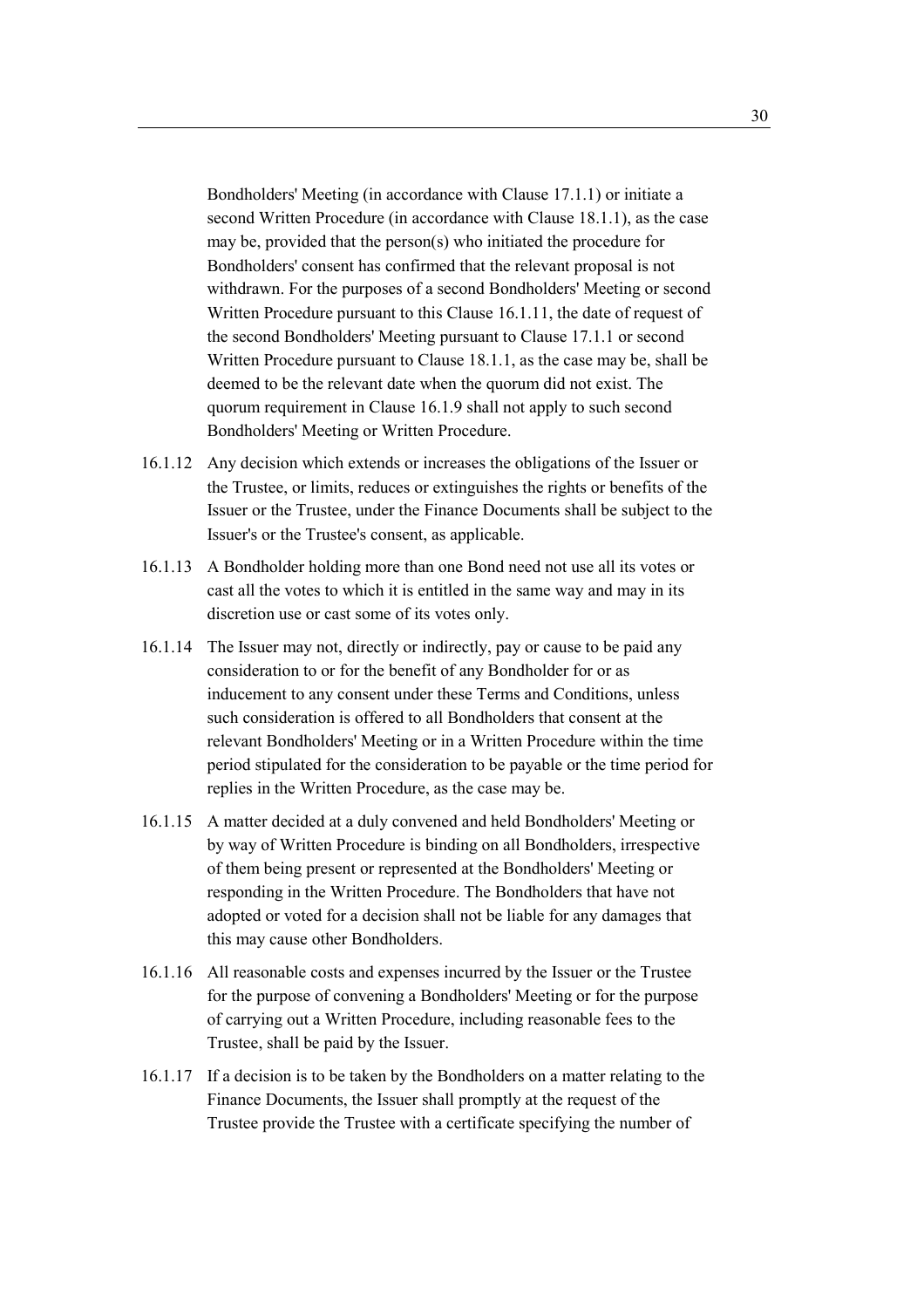Bondholders' Meeting (in accordance with Clause 17.1.1) or initiate a second Written Procedure (in accordance with Clause 18.1.1), as the case may be, provided that the person(s) who initiated the procedure for Bondholders' consent has confirmed that the relevant proposal is not withdrawn. For the purposes of a second Bondholders' Meeting or second Written Procedure pursuant to this Clause 16.1.11, the date of request of the second Bondholders' Meeting pursuant to Clause 17.1.1 or second Written Procedure pursuant to Clause 18.1.1, as the case may be, shall be deemed to be the relevant date when the quorum did not exist. The quorum requirement in Clause 16.1.9 shall not apply to such second Bondholders' Meeting or Written Procedure.

16.1.12 Any decision which extends or increases the obligations of the Issuer or the Trustee, or limits, reduces or extinguishes the rights or benefits of the Issuer or the Trustee, under the Finance Documents shall be subject to the Issuer's or the Trustee's consent, as applicable.

16.1.13 A Bondholder holding more than one Bond need not use all its votes or cast all the votes to which it is entitled in the same way and may in its discretion use or cast some of its votes only.

16.1.14 The Issuer may not, directly or indirectly, pay or cause to be paid any consideration to or for the benefit of any Bondholder for or as inducement to any consent under these Terms and Conditions, unless such consideration is offered to all Bondholders that consent at the relevant Bondholders' Meeting or in a Written Procedure within the time period stipulated for the consideration to be payable or the time period for replies in the Written Procedure, as the case may be.

16.1.15 A matter decided at a duly convened and held Bondholders' Meeting or by way of Written Procedure is binding on all Bondholders, irrespective of them being present or represented at the Bondholders' Meeting or responding in the Written Procedure. The Bondholders that have not adopted or voted for a decision shall not be liable for any damages that this may cause other Bondholders.

16.1.16 All reasonable costs and expenses incurred by the Issuer or the Trustee for the purpose of convening a Bondholders' Meeting or for the purpose of carrying out a Written Procedure, including reasonable fees to the Trustee, shall be paid by the Issuer.

16.1.17 If a decision is to be taken by the Bondholders on a matter relating to the Finance Documents, the Issuer shall promptly at the request of the Trustee provide the Trustee with a certificate specifying the number of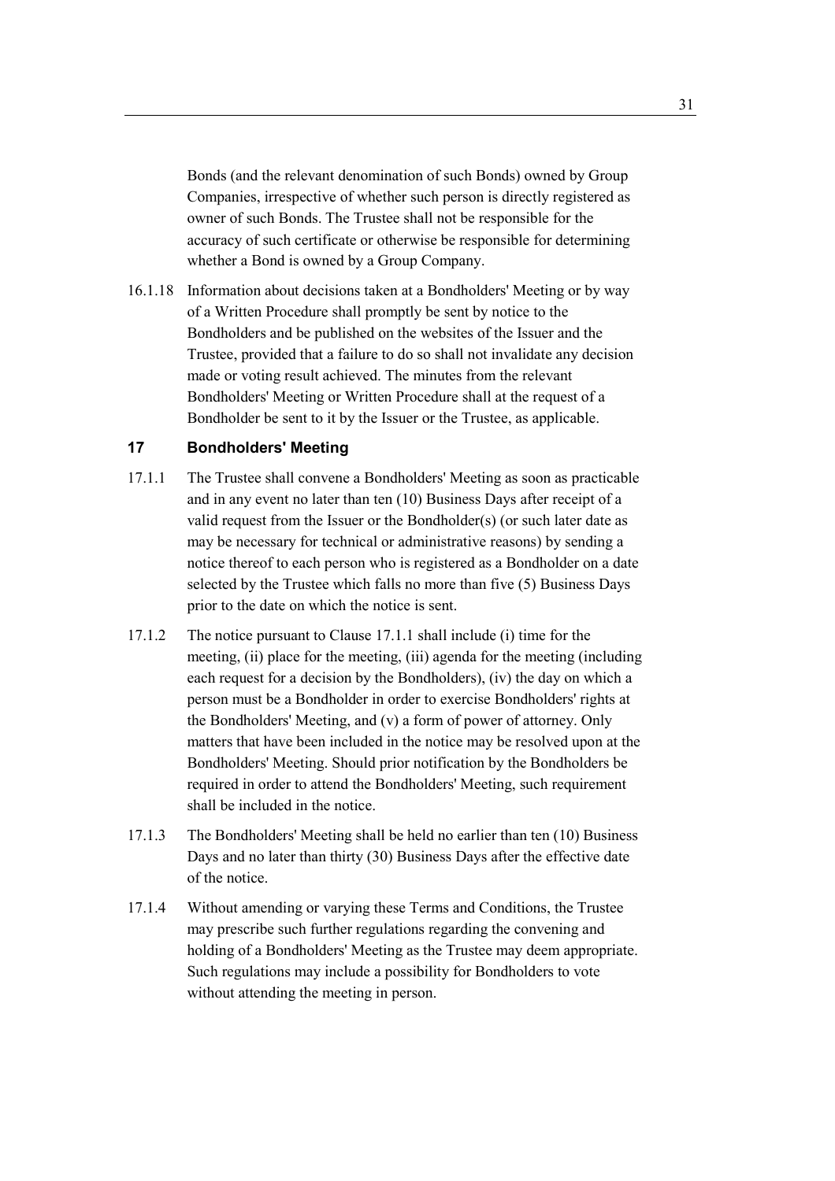Bonds (and the relevant denomination of such Bonds) owned by Group Companies, irrespective of whether such person is directly registered as owner of such Bonds. The Trustee shall not be responsible for the accuracy of such certificate or otherwise be responsible for determining whether a Bond is owned by a Group Company.

16.1.18 Information about decisions taken at a Bondholders' Meeting or by way of a Written Procedure shall promptly be sent by notice to the Bondholders and be published on the websites of the Issuer and the Trustee, provided that a failure to do so shall not invalidate any decision made or voting result achieved. The minutes from the relevant Bondholders' Meeting or Written Procedure shall at the request of a Bondholder be sent to it by the Issuer or the Trustee, as applicable.

## 17 Bondholders' Meeting

17.1.1 The Trustee shall convene a Bondholders' Meeting as soon as practicable and in any event no later than ten (10) Business Days after receipt of a valid request from the Issuer or the Bondholder(s) (or such later date as may be necessary for technical or administrative reasons) by sending a notice thereof to each person who is registered as a Bondholder on a date selected by the Trustee which falls no more than five (5) Business Days prior to the date on which the notice is sent.

17.1.2 The notice pursuant to Clause 17.1.1 shall include (i) time for the meeting, (ii) place for the meeting, (iii) agenda for the meeting (including each request for a decision by the Bondholders), (iv) the day on which a person must be a Bondholder in order to exercise Bondholders' rights at the Bondholders' Meeting, and (v) a form of power of attorney. Only matters that have been included in the notice may be resolved upon at the Bondholders' Meeting. Should prior notification by the Bondholders be required in order to attend the Bondholders' Meeting, such requirement shall be included in the notice.

17.1.3 The Bondholders' Meeting shall be held no earlier than ten (10) Business Days and no later than thirty (30) Business Days after the effective date of the notice.

17.1.4 Without amending or varying these Terms and Conditions, the Trustee may prescribe such further regulations regarding the convening and holding of a Bondholders' Meeting as the Trustee may deem appropriate. Such regulations may include a possibility for Bondholders to vote without attending the meeting in person.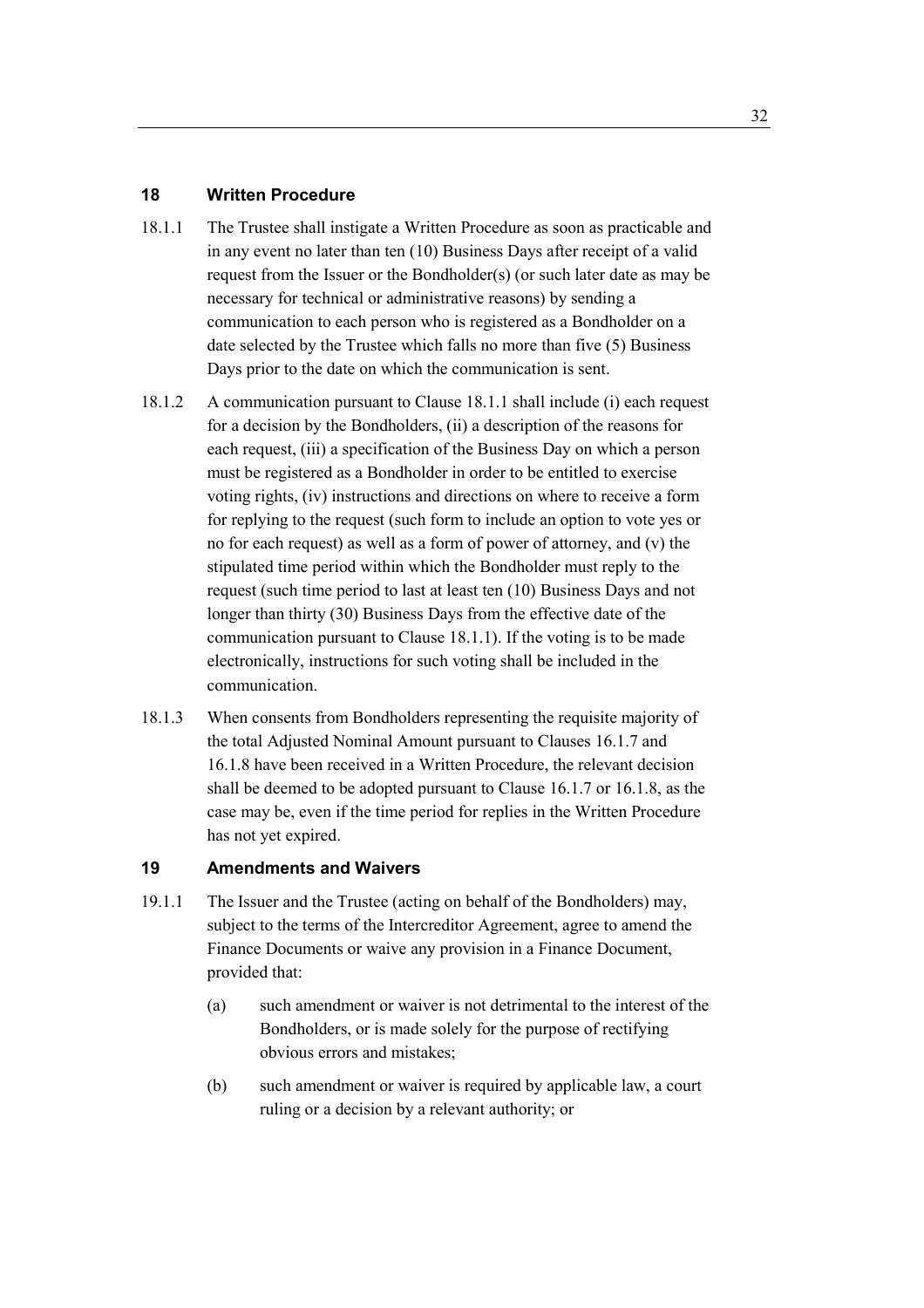## 18 Written Procedure

18.1.1 The Trustee shall instigate a Written Procedure as soon as practicable and in any event no later than ten (10) Business Days after receipt of a valid request from the Issuer or the Bondholder(s) (or such later date as may be necessary for technical or administrative reasons) by sending a communication to each person who is registered as a Bondholder on a date selected by the Trustee which falls no more than five (5) Business Days prior to the date on which the communication is sent.

18.1.2 A communication pursuant to Clause 18.1.1 shall include (i) each request for a decision by the Bondholders, (ii) a description of the reasons for each request, (iii) a specification of the Business Day on which a person must be registered as a Bondholder in order to be entitled to exercise voting rights, (iv) instructions and directions on where to receive a form for replying to the request (such form to include an option to vote yes or no for each request) as well as a form of power of attorney, and (v) the stipulated time period within which the Bondholder must reply to the request (such time period to last at least ten (10) Business Days and not longer than thirty (30) Business Days from the effective date of the communication pursuant to Clause 18.1.1). If the voting is to be made electronically, instructions for such voting shall be included in the communication.

18.1.3 When consents from Bondholders representing the requisite majority of the total Adjusted Nominal Amount pursuant to Clauses 16.1.7 and 16.1.8 have been received in a Written Procedure, the relevant decision shall be deemed to be adopted pursuant to Clause 16.1.7 or 16.1.8, as the case may be, even if the time period for replies in the Written Procedure has not yet expired.

## 19 Amendments and Waivers

19.1.1 The Issuer and the Trustee (acting on behalf of the Bondholders) may, subject to the terms of the Intercreditor Agreement, agree to amend the Finance Documents or waive any provision in a Finance Document, provided that:

(a) such amendment or waiver is not detrimental to the interest of the Bondholders, or is made solely for the purpose of rectifying obvious errors and mistakes;

(b) such amendment or waiver is required by applicable law, a court ruling or a decision by a relevant authority; or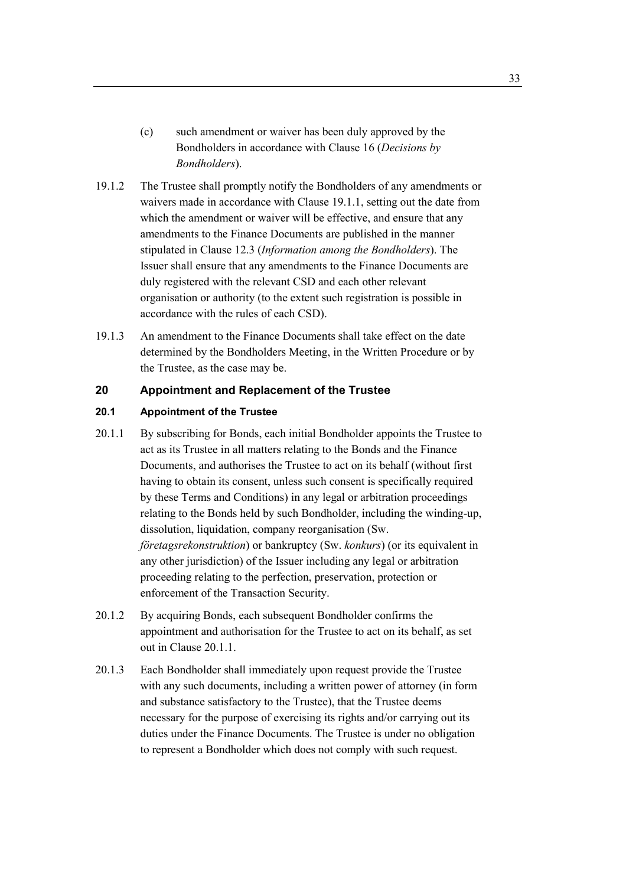(c) such amendment or waiver has been duly approved by the Bondholders in accordance with Clause 16 (*Decisions by Bondholders*).

19.1.2 The Trustee shall promptly notify the Bondholders of any amendments or waivers made in accordance with Clause 19.1.1, setting out the date from which the amendment or waiver will be effective, and ensure that any amendments to the Finance Documents are published in the manner stipulated in Clause 12.3 (*Information among the Bondholders*). The Issuer shall ensure that any amendments to the Finance Documents are duly registered with the relevant CSD and each other relevant organisation or authority (to the extent such registration is possible in accordance with the rules of each CSD).

19.1.3 An amendment to the Finance Documents shall take effect on the date determined by the Bondholders Meeting, in the Written Procedure or by the Trustee, as the case may be.

## 20 Appointment and Replacement of the Trustee

### 20.1 Appointment of the Trustee

20.1.1 By subscribing for Bonds, each initial Bondholder appoints the Trustee to act as its Trustee in all matters relating to the Bonds and the Finance Documents, and authorises the Trustee to act on its behalf (without first having to obtain its consent, unless such consent is specifically required by these Terms and Conditions) in any legal or arbitration proceedings relating to the Bonds held by such Bondholder, including the winding-up, dissolution, liquidation, company reorganisation (Sw. *företagsrekonstruktion*) or bankruptcy (Sw. *konkurs*) (or its equivalent in any other jurisdiction) of the Issuer including any legal or arbitration proceeding relating to the perfection, preservation, protection or enforcement of the Transaction Security.

20.1.2 By acquiring Bonds, each subsequent Bondholder confirms the appointment and authorisation for the Trustee to act on its behalf, as set out in Clause 20.1.1.

20.1.3 Each Bondholder shall immediately upon request provide the Trustee with any such documents, including a written power of attorney (in form and substance satisfactory to the Trustee), that the Trustee deems necessary for the purpose of exercising its rights and/or carrying out its duties under the Finance Documents. The Trustee is under no obligation to represent a Bondholder which does not comply with such request.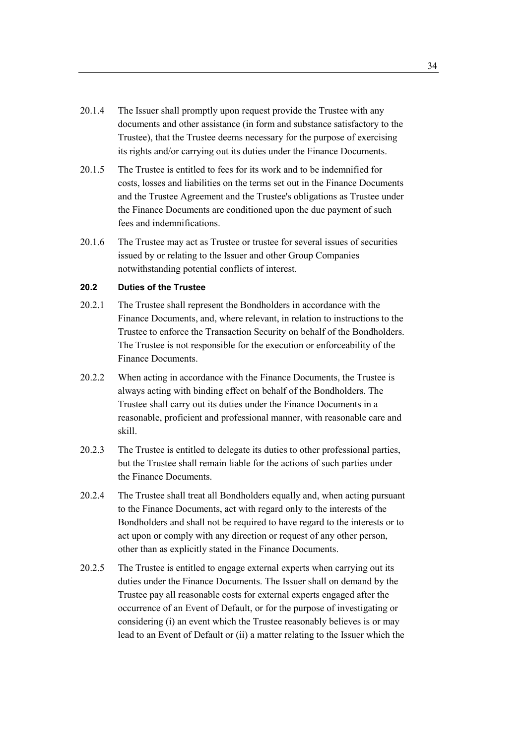20.1.4 The Issuer shall promptly upon request provide the Trustee with any documents and other assistance (in form and substance satisfactory to the Trustee), that the Trustee deems necessary for the purpose of exercising its rights and/or carrying out its duties under the Finance Documents.

20.1.5 The Trustee is entitled to fees for its work and to be indemnified for costs, losses and liabilities on the terms set out in the Finance Documents and the Trustee Agreement and the Trustee's obligations as Trustee under the Finance Documents are conditioned upon the due payment of such fees and indemnifications.

20.1.6 The Trustee may act as Trustee or trustee for several issues of securities issued by or relating to the Issuer and other Group Companies notwithstanding potential conflicts of interest.

### 20.2 Duties of the Trustee

20.2.1 The Trustee shall represent the Bondholders in accordance with the Finance Documents, and, where relevant, in relation to instructions to the Trustee to enforce the Transaction Security on behalf of the Bondholders. The Trustee is not responsible for the execution or enforceability of the Finance Documents.

20.2.2 When acting in accordance with the Finance Documents, the Trustee is always acting with binding effect on behalf of the Bondholders. The Trustee shall carry out its duties under the Finance Documents in a reasonable, proficient and professional manner, with reasonable care and skill.

20.2.3 The Trustee is entitled to delegate its duties to other professional parties, but the Trustee shall remain liable for the actions of such parties under the Finance Documents.

20.2.4 The Trustee shall treat all Bondholders equally and, when acting pursuant to the Finance Documents, act with regard only to the interests of the Bondholders and shall not be required to have regard to the interests or to act upon or comply with any direction or request of any other person, other than as explicitly stated in the Finance Documents.

20.2.5 The Trustee is entitled to engage external experts when carrying out its duties under the Finance Documents. The Issuer shall on demand by the Trustee pay all reasonable costs for external experts engaged after the occurrence of an Event of Default, or for the purpose of investigating or considering (i) an event which the Trustee reasonably believes is or may lead to an Event of Default or (ii) a matter relating to the Issuer which the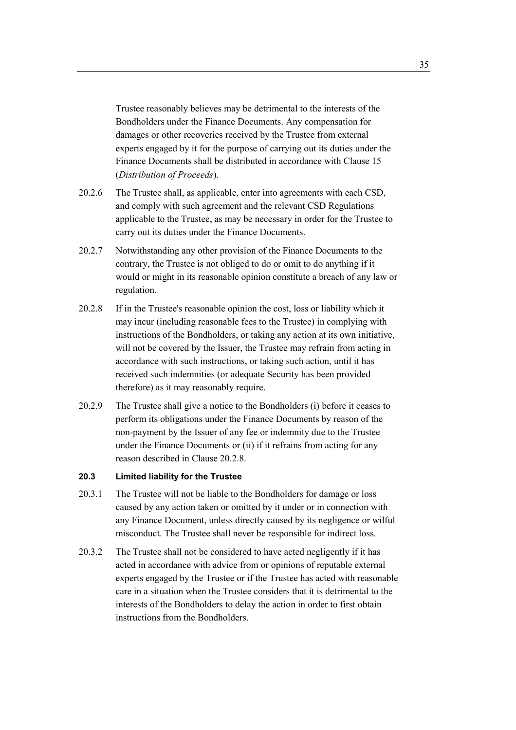Trustee reasonably believes may be detrimental to the interests of the Bondholders under the Finance Documents. Any compensation for damages or other recoveries received by the Trustee from external experts engaged by it for the purpose of carrying out its duties under the Finance Documents shall be distributed in accordance with Clause 15 (*Distribution of Proceeds*).

20.2.6 The Trustee shall, as applicable, enter into agreements with each CSD, and comply with such agreement and the relevant CSD Regulations applicable to the Trustee, as may be necessary in order for the Trustee to carry out its duties under the Finance Documents.

20.2.7 Notwithstanding any other provision of the Finance Documents to the contrary, the Trustee is not obliged to do or omit to do anything if it would or might in its reasonable opinion constitute a breach of any law or regulation.

20.2.8 If in the Trustee's reasonable opinion the cost, loss or liability which it may incur (including reasonable fees to the Trustee) in complying with instructions of the Bondholders, or taking any action at its own initiative, will not be covered by the Issuer, the Trustee may refrain from acting in accordance with such instructions, or taking such action, until it has received such indemnities (or adequate Security has been provided therefore) as it may reasonably require.

20.2.9 The Trustee shall give a notice to the Bondholders (i) before it ceases to perform its obligations under the Finance Documents by reason of the non-payment by the Issuer of any fee or indemnity due to the Trustee under the Finance Documents or (ii) if it refrains from acting for any reason described in Clause 20.2.8.

### 20.3 Limited liability for the Trustee

20.3.1 The Trustee will not be liable to the Bondholders for damage or loss caused by any action taken or omitted by it under or in connection with any Finance Document, unless directly caused by its negligence or wilful misconduct. The Trustee shall never be responsible for indirect loss.

20.3.2 The Trustee shall not be considered to have acted negligently if it has acted in accordance with advice from or opinions of reputable external experts engaged by the Trustee or if the Trustee has acted with reasonable care in a situation when the Trustee considers that it is detrimental to the interests of the Bondholders to delay the action in order to first obtain instructions from the Bondholders.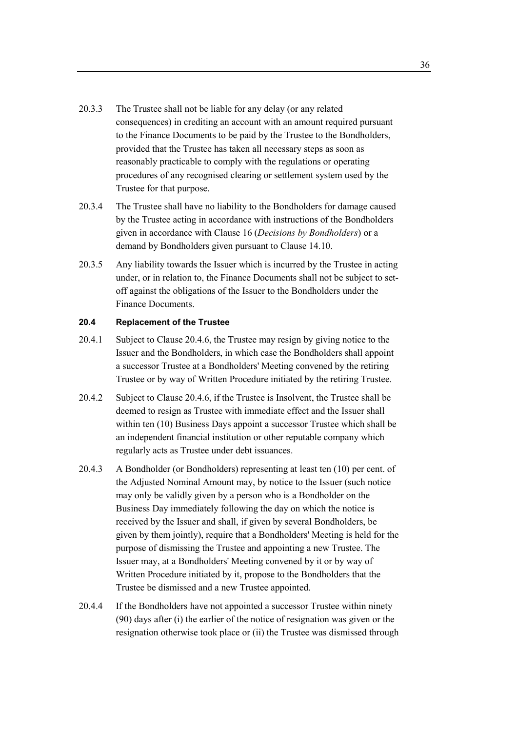20.3.3 The Trustee shall not be liable for any delay (or any related consequences) in crediting an account with an amount required pursuant to the Finance Documents to be paid by the Trustee to the Bondholders, provided that the Trustee has taken all necessary steps as soon as reasonably practicable to comply with the regulations or operating procedures of any recognised clearing or settlement system used by the Trustee for that purpose.

20.3.4 The Trustee shall have no liability to the Bondholders for damage caused by the Trustee acting in accordance with instructions of the Bondholders given in accordance with Clause 16 (*Decisions by Bondholders*) or a demand by Bondholders given pursuant to Clause 14.10.

20.3.5 Any liability towards the Issuer which is incurred by the Trustee in acting under, or in relation to, the Finance Documents shall not be subject to set-off against the obligations of the Issuer to the Bondholders under the Finance Documents.

**20.4 Replacement of the Trustee**

20.4.1 Subject to Clause 20.4.6, the Trustee may resign by giving notice to the Issuer and the Bondholders, in which case the Bondholders shall appoint a successor Trustee at a Bondholders' Meeting convened by the retiring Trustee or by way of Written Procedure initiated by the retiring Trustee.

20.4.2 Subject to Clause 20.4.6, if the Trustee is Insolvent, the Trustee shall be deemed to resign as Trustee with immediate effect and the Issuer shall within ten (10) Business Days appoint a successor Trustee which shall be an independent financial institution or other reputable company which regularly acts as Trustee under debt issuances.

20.4.3 A Bondholder (or Bondholders) representing at least ten (10) per cent. of the Adjusted Nominal Amount may, by notice to the Issuer (such notice may only be validly given by a person who is a Bondholder on the Business Day immediately following the day on which the notice is received by the Issuer and shall, if given by several Bondholders, be given by them jointly), require that a Bondholders' Meeting is held for the purpose of dismissing the Trustee and appointing a new Trustee. The Issuer may, at a Bondholders' Meeting convened by it or by way of Written Procedure initiated by it, propose to the Bondholders that the Trustee be dismissed and a new Trustee appointed.

20.4.4 If the Bondholders have not appointed a successor Trustee within ninety (90) days after (i) the earlier of the notice of resignation was given or the resignation otherwise took place or (ii) the Trustee was dismissed through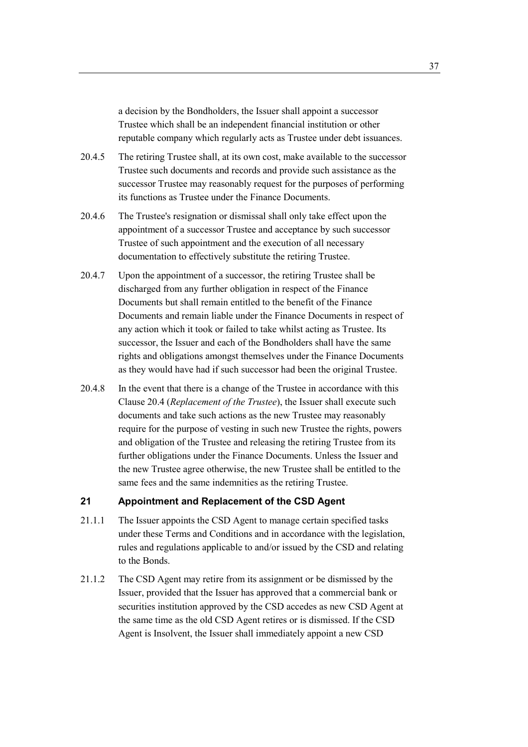a decision by the Bondholders, the Issuer shall appoint a successor Trustee which shall be an independent financial institution or other reputable company which regularly acts as Trustee under debt issuances.

20.4.5 The retiring Trustee shall, at its own cost, make available to the successor Trustee such documents and records and provide such assistance as the successor Trustee may reasonably request for the purposes of performing its functions as Trustee under the Finance Documents.

20.4.6 The Trustee's resignation or dismissal shall only take effect upon the appointment of a successor Trustee and acceptance by such successor Trustee of such appointment and the execution of all necessary documentation to effectively substitute the retiring Trustee.

20.4.7 Upon the appointment of a successor, the retiring Trustee shall be discharged from any further obligation in respect of the Finance Documents but shall remain entitled to the benefit of the Finance Documents and remain liable under the Finance Documents in respect of any action which it took or failed to take whilst acting as Trustee. Its successor, the Issuer and each of the Bondholders shall have the same rights and obligations amongst themselves under the Finance Documents as they would have had if such successor had been the original Trustee.

20.4.8 In the event that there is a change of the Trustee in accordance with this Clause 20.4 (*Replacement of the Trustee*), the Issuer shall execute such documents and take such actions as the new Trustee may reasonably require for the purpose of vesting in such new Trustee the rights, powers and obligation of the Trustee and releasing the retiring Trustee from its further obligations under the Finance Documents. Unless the Issuer and the new Trustee agree otherwise, the new Trustee shall be entitled to the same fees and the same indemnities as the retiring Trustee.

## 21 Appointment and Replacement of the CSD Agent

21.1.1 The Issuer appoints the CSD Agent to manage certain specified tasks under these Terms and Conditions and in accordance with the legislation, rules and regulations applicable to and/or issued by the CSD and relating to the Bonds.

21.1.2 The CSD Agent may retire from its assignment or be dismissed by the Issuer, provided that the Issuer has approved that a commercial bank or securities institution approved by the CSD accedes as new CSD Agent at the same time as the old CSD Agent retires or is dismissed. If the CSD Agent is Insolvent, the Issuer shall immediately appoint a new CSD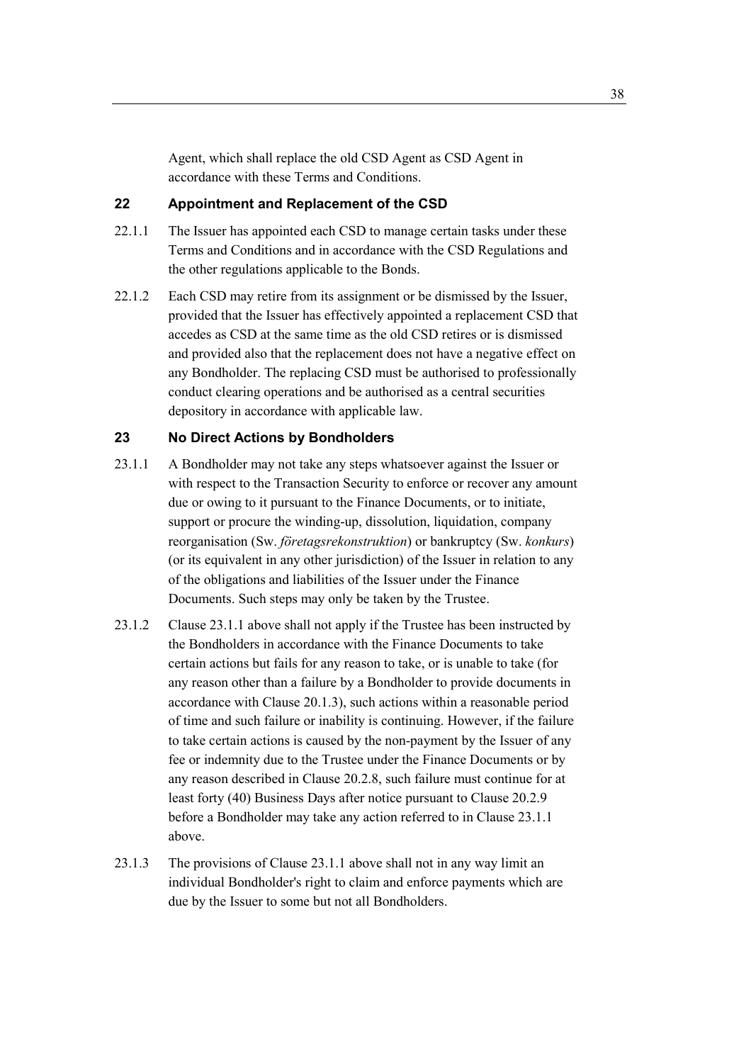Agent, which shall replace the old CSD Agent as CSD Agent in accordance with these Terms and Conditions.

## 22 Appointment and Replacement of the CSD

22.1.1 The Issuer has appointed each CSD to manage certain tasks under these Terms and Conditions and in accordance with the CSD Regulations and the other regulations applicable to the Bonds.

22.1.2 Each CSD may retire from its assignment or be dismissed by the Issuer, provided that the Issuer has effectively appointed a replacement CSD that accedes as CSD at the same time as the old CSD retires or is dismissed and provided also that the replacement does not have a negative effect on any Bondholder. The replacing CSD must be authorised to professionally conduct clearing operations and be authorised as a central securities depository in accordance with applicable law.

## 23 No Direct Actions by Bondholders

23.1.1 A Bondholder may not take any steps whatsoever against the Issuer or with respect to the Transaction Security to enforce or recover any amount due or owing to it pursuant to the Finance Documents, or to initiate, support or procure the winding-up, dissolution, liquidation, company reorganisation (Sw. *företagsrekonstruktion*) or bankruptcy (Sw. *konkurs*) (or its equivalent in any other jurisdiction) of the Issuer in relation to any of the obligations and liabilities of the Issuer under the Finance Documents. Such steps may only be taken by the Trustee.

23.1.2 Clause 23.1.1 above shall not apply if the Trustee has been instructed by the Bondholders in accordance with the Finance Documents to take certain actions but fails for any reason to take, or is unable to take (for any reason other than a failure by a Bondholder to provide documents in accordance with Clause 20.1.3), such actions within a reasonable period of time and such failure or inability is continuing. However, if the failure to take certain actions is caused by the non-payment by the Issuer of any fee or indemnity due to the Trustee under the Finance Documents or by any reason described in Clause 20.2.8, such failure must continue for at least forty (40) Business Days after notice pursuant to Clause 20.2.9 before a Bondholder may take any action referred to in Clause 23.1.1 above.

23.1.3 The provisions of Clause 23.1.1 above shall not in any way limit an individual Bondholder's right to claim and enforce payments which are due by the Issuer to some but not all Bondholders.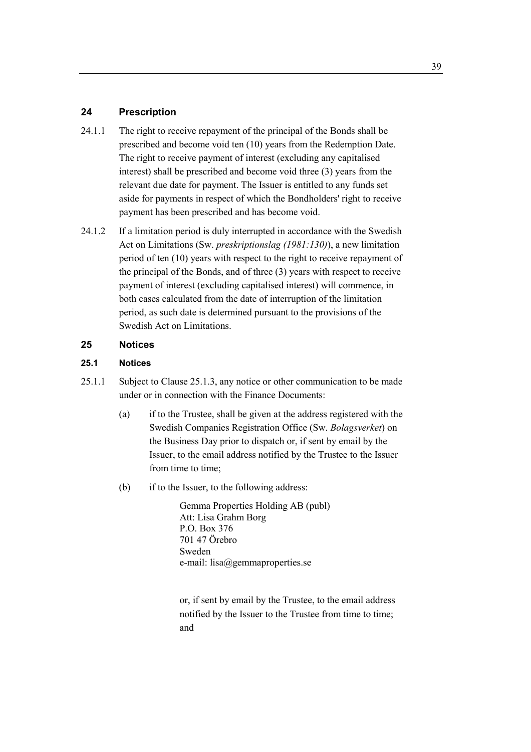## 24 Prescription

24.1.1 The right to receive repayment of the principal of the Bonds shall be prescribed and become void ten (10) years from the Redemption Date. The right to receive payment of interest (excluding any capitalised interest) shall be prescribed and become void three (3) years from the relevant due date for payment. The Issuer is entitled to any funds set aside for payments in respect of which the Bondholders' right to receive payment has been prescribed and has become void.

24.1.2 If a limitation period is duly interrupted in accordance with the Swedish Act on Limitations (Sw. *preskriptionslag (1981:130)*), a new limitation period of ten (10) years with respect to the right to receive repayment of the principal of the Bonds, and of three (3) years with respect to receive payment of interest (excluding capitalised interest) will commence, in both cases calculated from the date of interruption of the limitation period, as such date is determined pursuant to the provisions of the Swedish Act on Limitations.

## 25 Notices

### 25.1 Notices

25.1.1 Subject to Clause 25.1.3, any notice or other communication to be made under or in connection with the Finance Documents:

(a) if to the Trustee, shall be given at the address registered with the Swedish Companies Registration Office (Sw. *Bolagsverket*) on the Business Day prior to dispatch or, if sent by email by the Issuer, to the email address notified by the Trustee to the Issuer from time to time;

(b) if to the Issuer, to the following address:

Gemma Properties Holding AB (publ)
Att: Lisa Grahm Borg
P.O. Box 376
701 47 Örebro
Sweden
e-mail: lisa@gemmaproperties.se

or, if sent by email by the Trustee, to the email address notified by the Issuer to the Trustee from time to time; and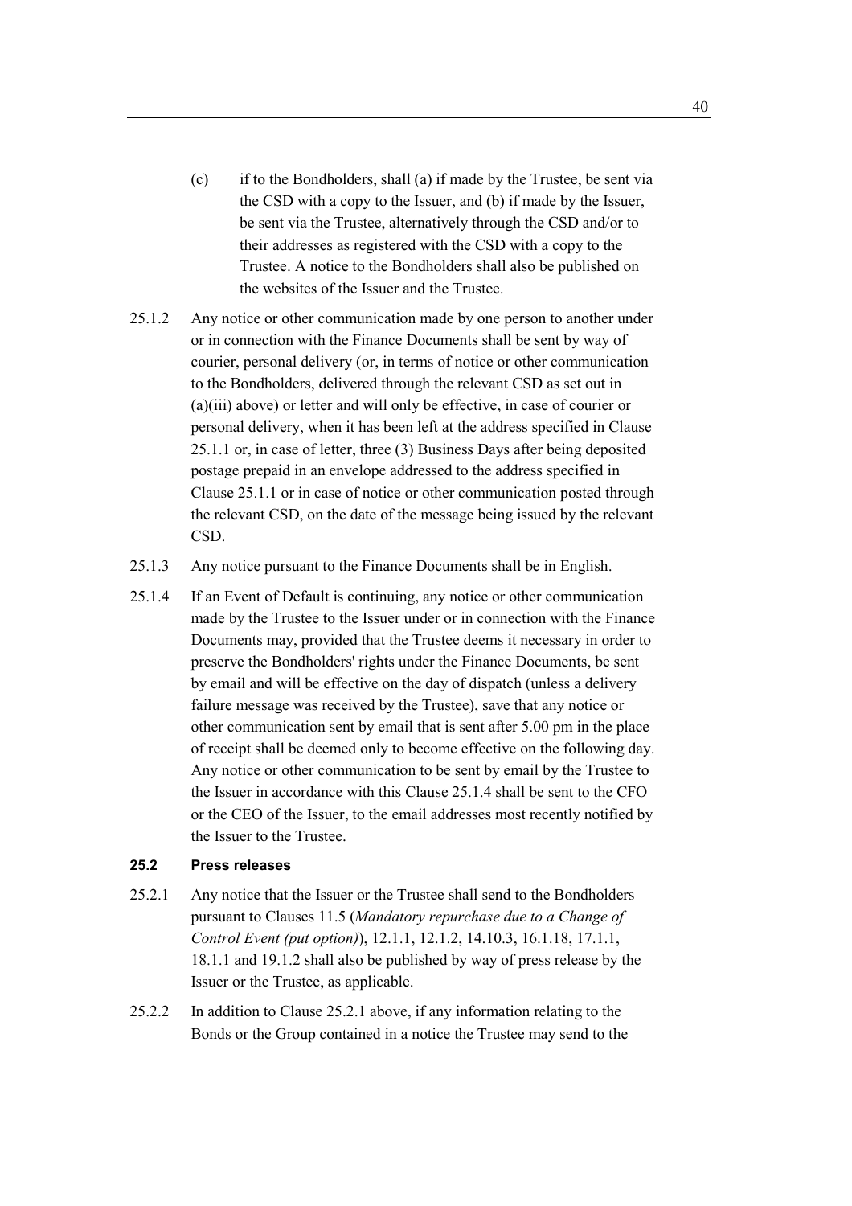(c) if to the Bondholders, shall (a) if made by the Trustee, be sent via the CSD with a copy to the Issuer, and (b) if made by the Issuer, be sent via the Trustee, alternatively through the CSD and/or to their addresses as registered with the CSD with a copy to the Trustee. A notice to the Bondholders shall also be published on the websites of the Issuer and the Trustee.

25.1.2 Any notice or other communication made by one person to another under or in connection with the Finance Documents shall be sent by way of courier, personal delivery (or, in terms of notice or other communication to the Bondholders, delivered through the relevant CSD as set out in (a)(iii) above) or letter and will only be effective, in case of courier or personal delivery, when it has been left at the address specified in Clause 25.1.1 or, in case of letter, three (3) Business Days after being deposited postage prepaid in an envelope addressed to the address specified in Clause 25.1.1 or in case of notice or other communication posted through the relevant CSD, on the date of the message being issued by the relevant CSD.

25.1.3 Any notice pursuant to the Finance Documents shall be in English.

25.1.4 If an Event of Default is continuing, any notice or other communication made by the Trustee to the Issuer under or in connection with the Finance Documents may, provided that the Trustee deems it necessary in order to preserve the Bondholders' rights under the Finance Documents, be sent by email and will be effective on the day of dispatch (unless a delivery failure message was received by the Trustee), save that any notice or other communication sent by email that is sent after 5.00 pm in the place of receipt shall be deemed only to become effective on the following day. Any notice or other communication to be sent by email by the Trustee to the Issuer in accordance with this Clause 25.1.4 shall be sent to the CFO or the CEO of the Issuer, to the email addresses most recently notified by the Issuer to the Trustee.

### 25.2 Press releases

25.2.1 Any notice that the Issuer or the Trustee shall send to the Bondholders pursuant to Clauses 11.5 (*Mandatory repurchase due to a Change of Control Event (put option)*), 12.1.1, 12.1.2, 14.10.3, 16.1.18, 17.1.1, 18.1.1 and 19.1.2 shall also be published by way of press release by the Issuer or the Trustee, as applicable.

25.2.2 In addition to Clause 25.2.1 above, if any information relating to the Bonds or the Group contained in a notice the Trustee may send to the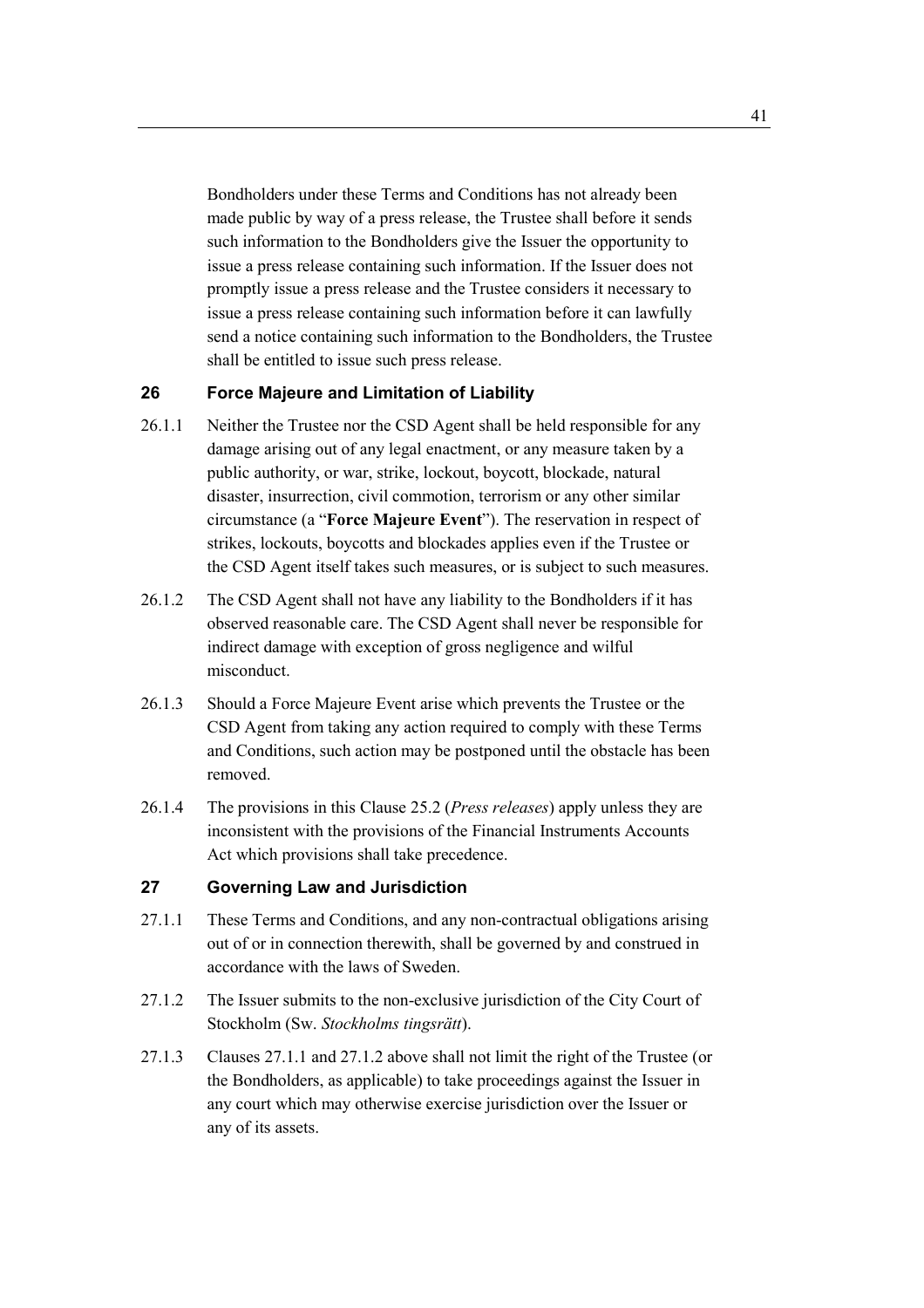Bondholders under these Terms and Conditions has not already been made public by way of a press release, the Trustee shall before it sends such information to the Bondholders give the Issuer the opportunity to issue a press release containing such information. If the Issuer does not promptly issue a press release and the Trustee considers it necessary to issue a press release containing such information before it can lawfully send a notice containing such information to the Bondholders, the Trustee shall be entitled to issue such press release.

## 26 Force Majeure and Limitation of Liability

26.1.1 Neither the Trustee nor the CSD Agent shall be held responsible for any damage arising out of any legal enactment, or any measure taken by a public authority, or war, strike, lockout, boycott, blockade, natural disaster, insurrection, civil commotion, terrorism or any other similar circumstance (a "**Force Majeure Event**"). The reservation in respect of strikes, lockouts, boycotts and blockades applies even if the Trustee or the CSD Agent itself takes such measures, or is subject to such measures.

26.1.2 The CSD Agent shall not have any liability to the Bondholders if it has observed reasonable care. The CSD Agent shall never be responsible for indirect damage with exception of gross negligence and wilful misconduct.

26.1.3 Should a Force Majeure Event arise which prevents the Trustee or the CSD Agent from taking any action required to comply with these Terms and Conditions, such action may be postponed until the obstacle has been removed.

26.1.4 The provisions in this Clause 25.2 (*Press releases*) apply unless they are inconsistent with the provisions of the Financial Instruments Accounts Act which provisions shall take precedence.

## 27 Governing Law and Jurisdiction

27.1.1 These Terms and Conditions, and any non-contractual obligations arising out of or in connection therewith, shall be governed by and construed in accordance with the laws of Sweden.

27.1.2 The Issuer submits to the non-exclusive jurisdiction of the City Court of Stockholm (Sw. *Stockholms tingsrätt*).

27.1.3 Clauses 27.1.1 and 27.1.2 above shall not limit the right of the Trustee (or the Bondholders, as applicable) to take proceedings against the Issuer in any court which may otherwise exercise jurisdiction over the Issuer or any of its assets.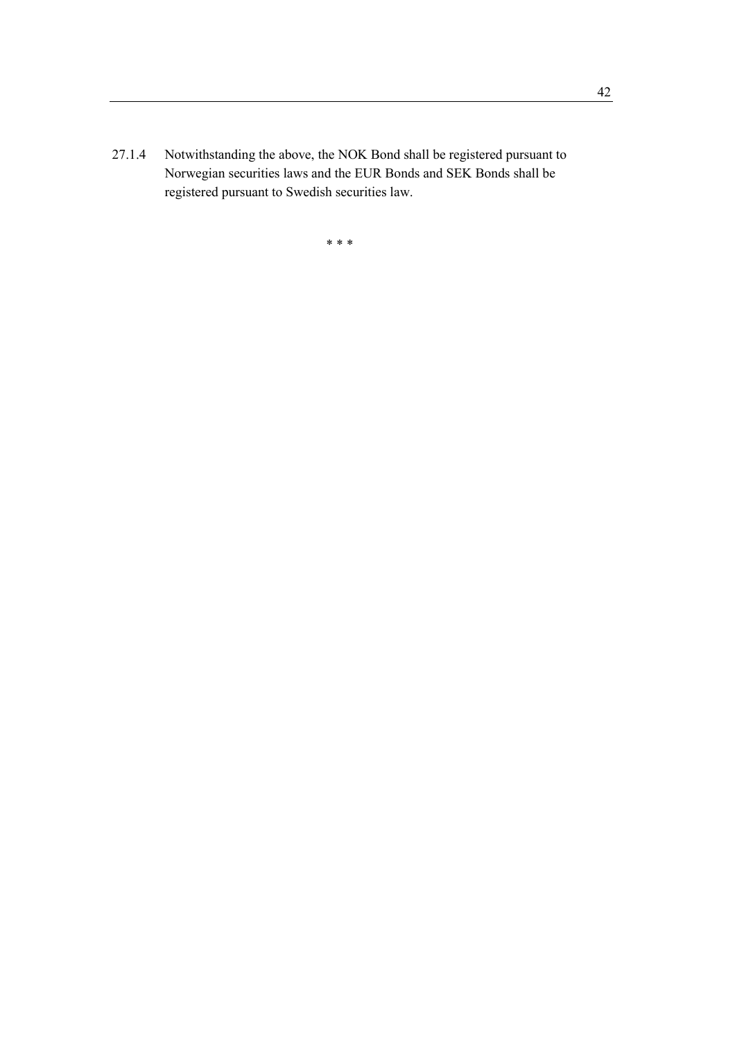27.1.4 Notwithstanding the above, the NOK Bond shall be registered pursuant to Norwegian securities laws and the EUR Bonds and SEK Bonds shall be registered pursuant to Swedish securities law.

* * *